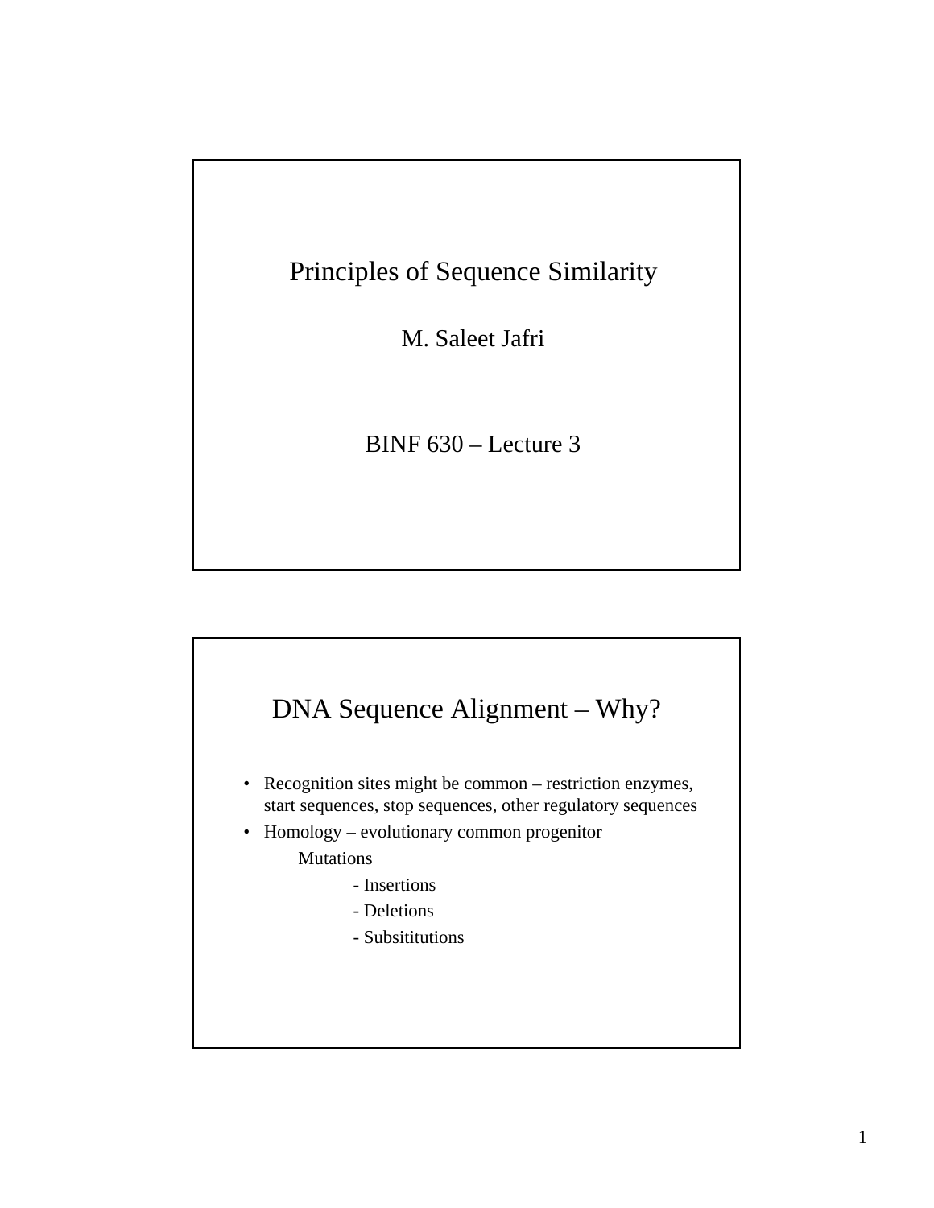# Principles of Sequence Similarity

M. Saleet Jafri

BINF 630 – Lecture 3

## DNA Sequence Alignment – Why?

- Recognition sites might be common – restriction enzymes, start sequences, stop sequences, other regulatory sequences
- Homology – evolutionary common progenitor

  Mutations

  - Insertions
  - Deletions
  - Subsititutions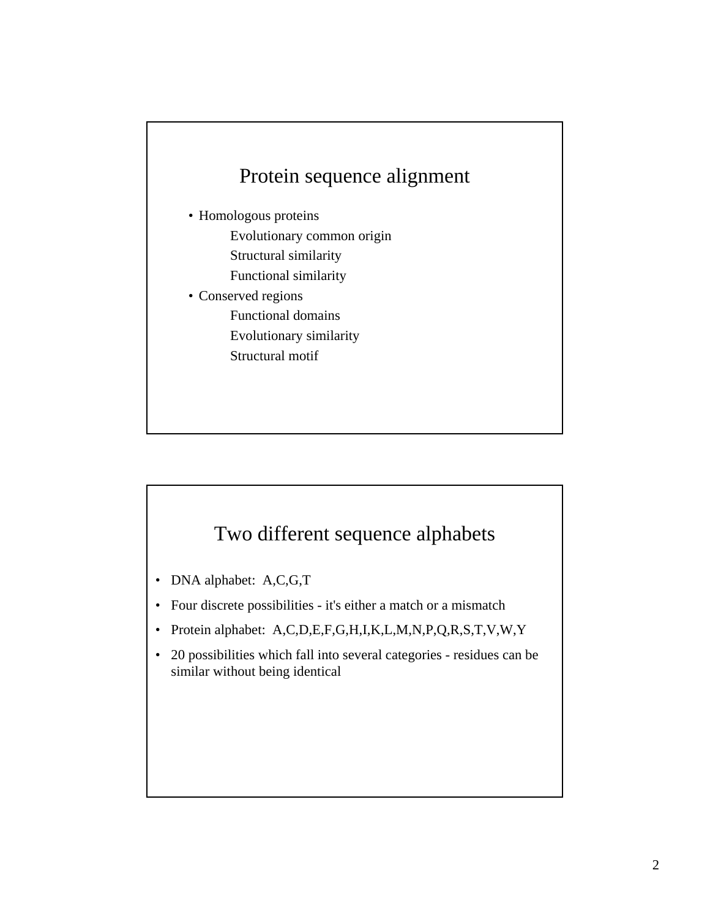## Protein sequence alignment

- Homologous proteins
  - Evolutionary common origin
  - Structural similarity
  - Functional similarity
- Conserved regions
  - Functional domains
  - Evolutionary similarity
  - Structural motif

## Two different sequence alphabets

- DNA alphabet: A,C,G,T
- Four discrete possibilities - it's either a match or a mismatch
- Protein alphabet: A,C,D,E,F,G,H,I,K,L,M,N,P,Q,R,S,T,V,W,Y
- 20 possibilities which fall into several categories - residues can be similar without being identical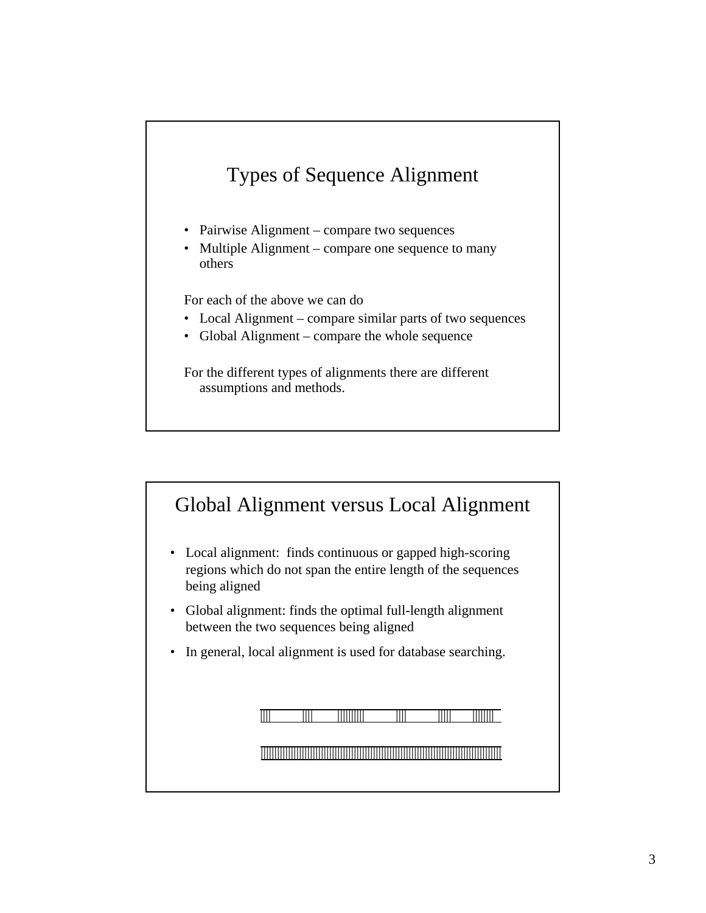## Types of Sequence Alignment

- Pairwise Alignment – compare two sequences
- Multiple Alignment – compare one sequence to many others

For each of the above we can do

- Local Alignment – compare similar parts of two sequences
- Global Alignment – compare the whole sequence

For the different types of alignments there are different assumptions and methods.

## Global Alignment versus Local Alignment

- Local alignment: finds continuous or gapped high-scoring regions which do not span the entire length of the sequences being aligned
- Global alignment: finds the optimal full-length alignment between the two sequences being aligned
- In general, local alignment is used for database searching.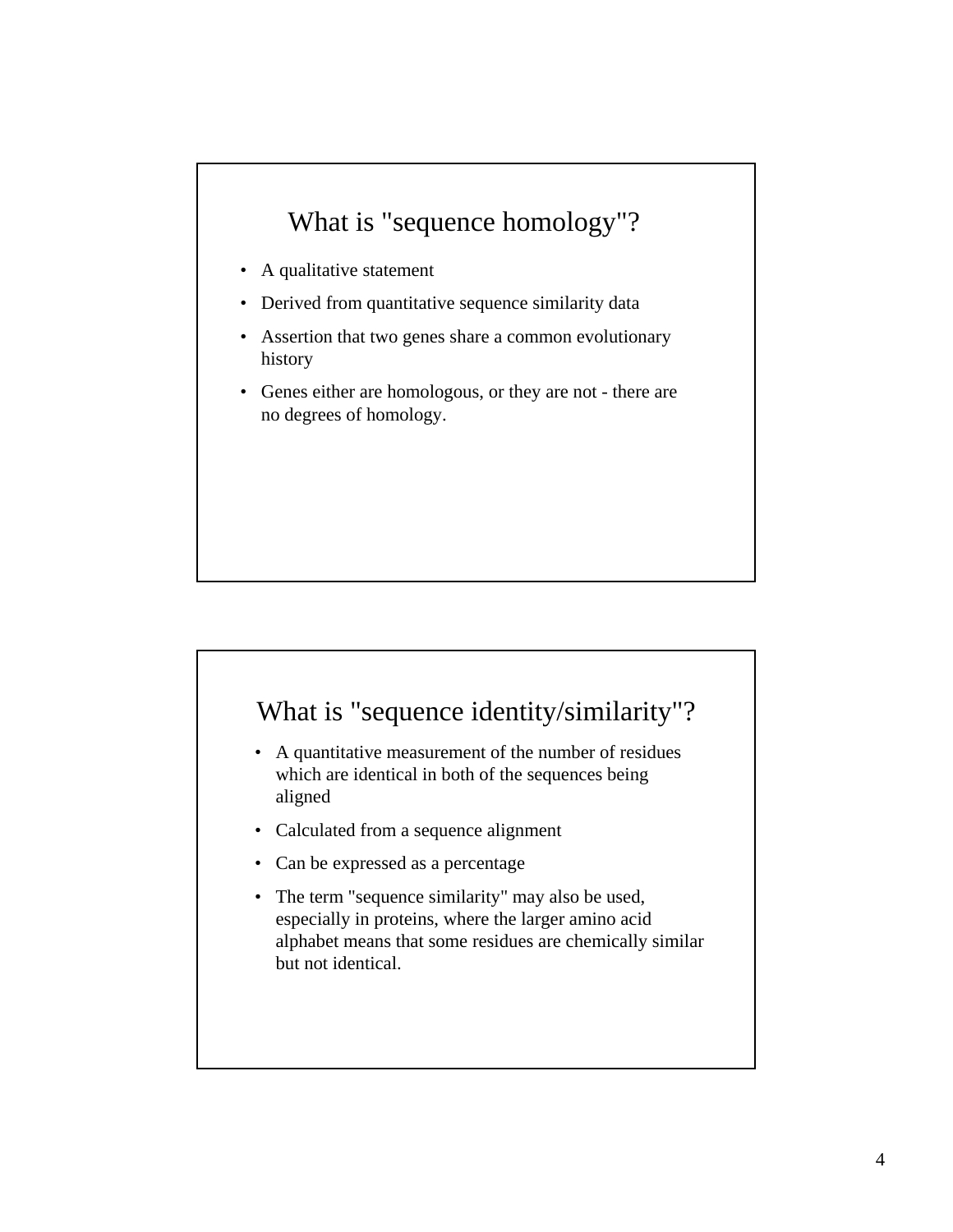## What is "sequence homology"?

- A qualitative statement
- Derived from quantitative sequence similarity data
- Assertion that two genes share a common evolutionary history
- Genes either are homologous, or they are not - there are no degrees of homology.

## What is "sequence identity/similarity"?

- A quantitative measurement of the number of residues which are identical in both of the sequences being aligned
- Calculated from a sequence alignment
- Can be expressed as a percentage
- The term "sequence similarity" may also be used, especially in proteins, where the larger amino acid alphabet means that some residues are chemically similar but not identical.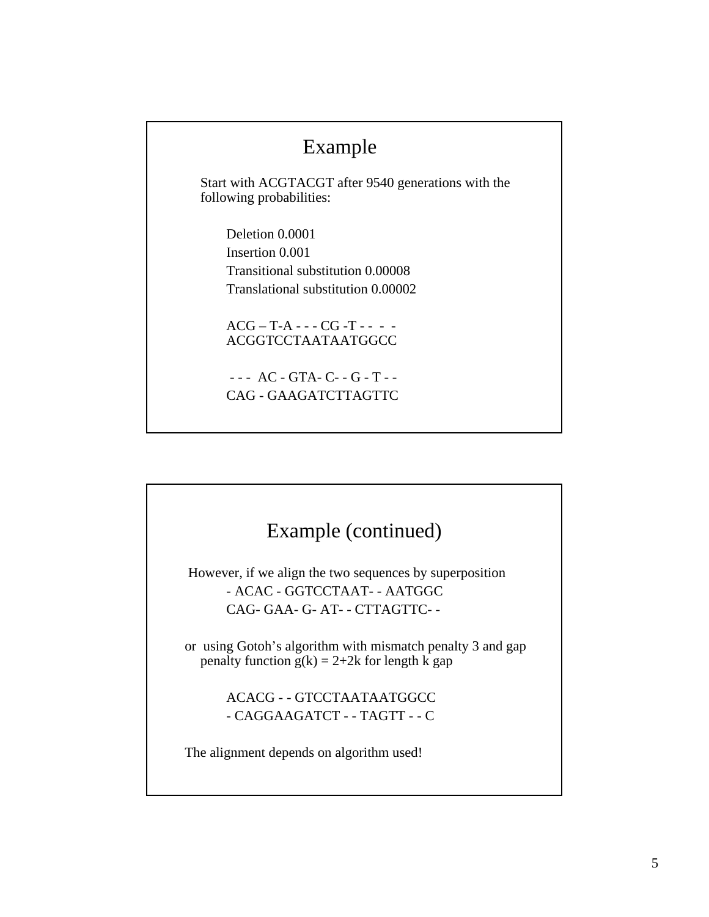## Example

Start with ACGTACGT after 9540 generations with the following probabilities:

Deletion 0.0001
Insertion 0.001
Transitional substitution 0.00008
Translational substitution 0.00002

```
ACG – T-A - - - CG -T - -  -  -
ACGGTCCTAATAATGGCC
```

```
 - - -  AC - GTA- C- - G - T - -
CAG - GAAGATCTTAGTTC
```

## Example (continued)

However, if we align the two sequences by superposition

```
- ACAC - GGTCCTAAT- - AATGGC
CAG- GAA- G- AT- - CTTAGTTC- -
```

or using Gotoh's algorithm with mismatch penalty 3 and gap penalty function $g(k) = 2+2k$ for length k gap

```
ACACG - - GTCCTAATAATGGCC
- CAGGAAGATCT - - TAGTT - - C
```

The alignment depends on algorithm used!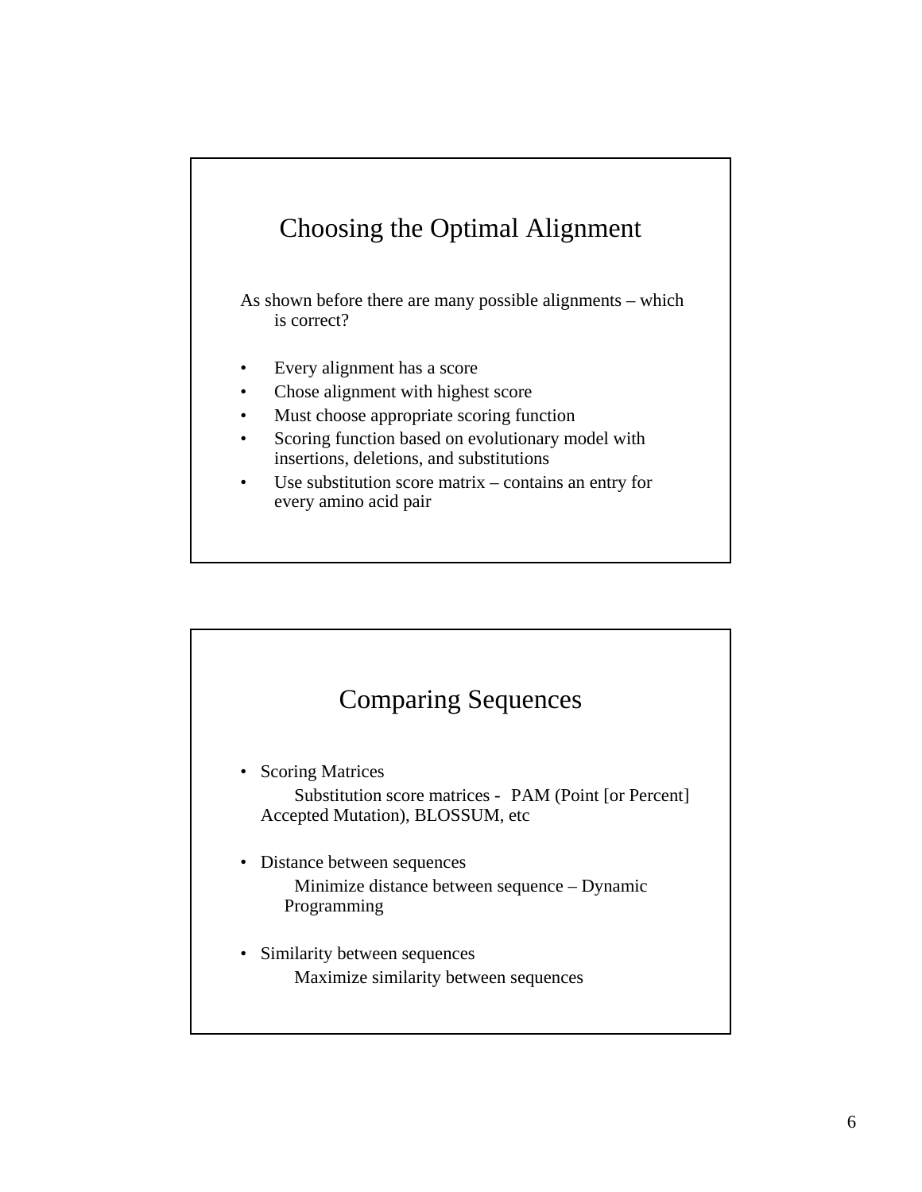## Choosing the Optimal Alignment

As shown before there are many possible alignments – which is correct?

- Every alignment has a score
- Chose alignment with highest score
- Must choose appropriate scoring function
- Scoring function based on evolutionary model with insertions, deletions, and substitutions
- Use substitution score matrix – contains an entry for every amino acid pair

## Comparing Sequences

- Scoring Matrices

  Substitution score matrices - PAM (Point [or Percent] Accepted Mutation), BLOSSUM, etc

- Distance between sequences

  Minimize distance between sequence – Dynamic Programming

- Similarity between sequences

  Maximize similarity between sequences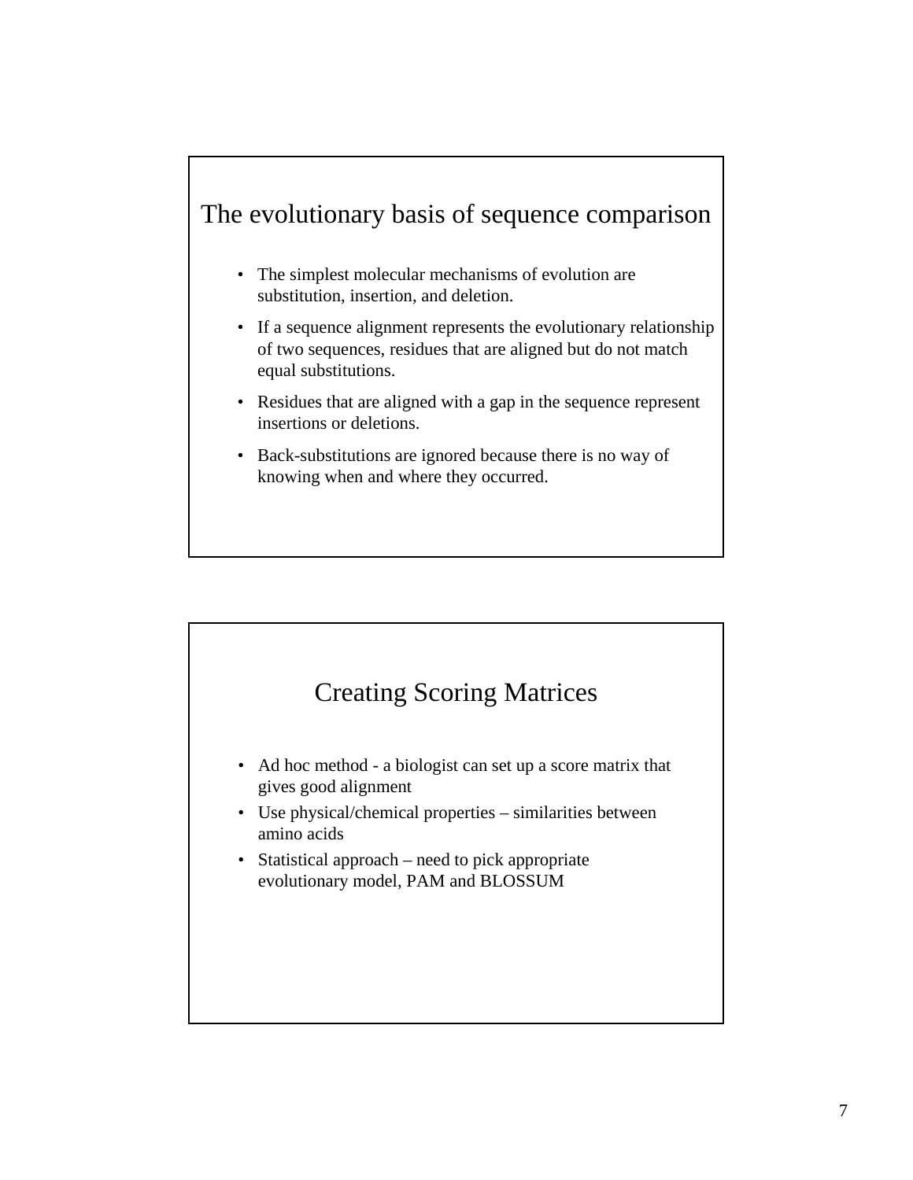## The evolutionary basis of sequence comparison

- The simplest molecular mechanisms of evolution are substitution, insertion, and deletion.
- If a sequence alignment represents the evolutionary relationship of two sequences, residues that are aligned but do not match equal substitutions.
- Residues that are aligned with a gap in the sequence represent insertions or deletions.
- Back-substitutions are ignored because there is no way of knowing when and where they occurred.

## Creating Scoring Matrices

- Ad hoc method - a biologist can set up a score matrix that gives good alignment
- Use physical/chemical properties – similarities between amino acids
- Statistical approach – need to pick appropriate evolutionary model, PAM and BLOSSUM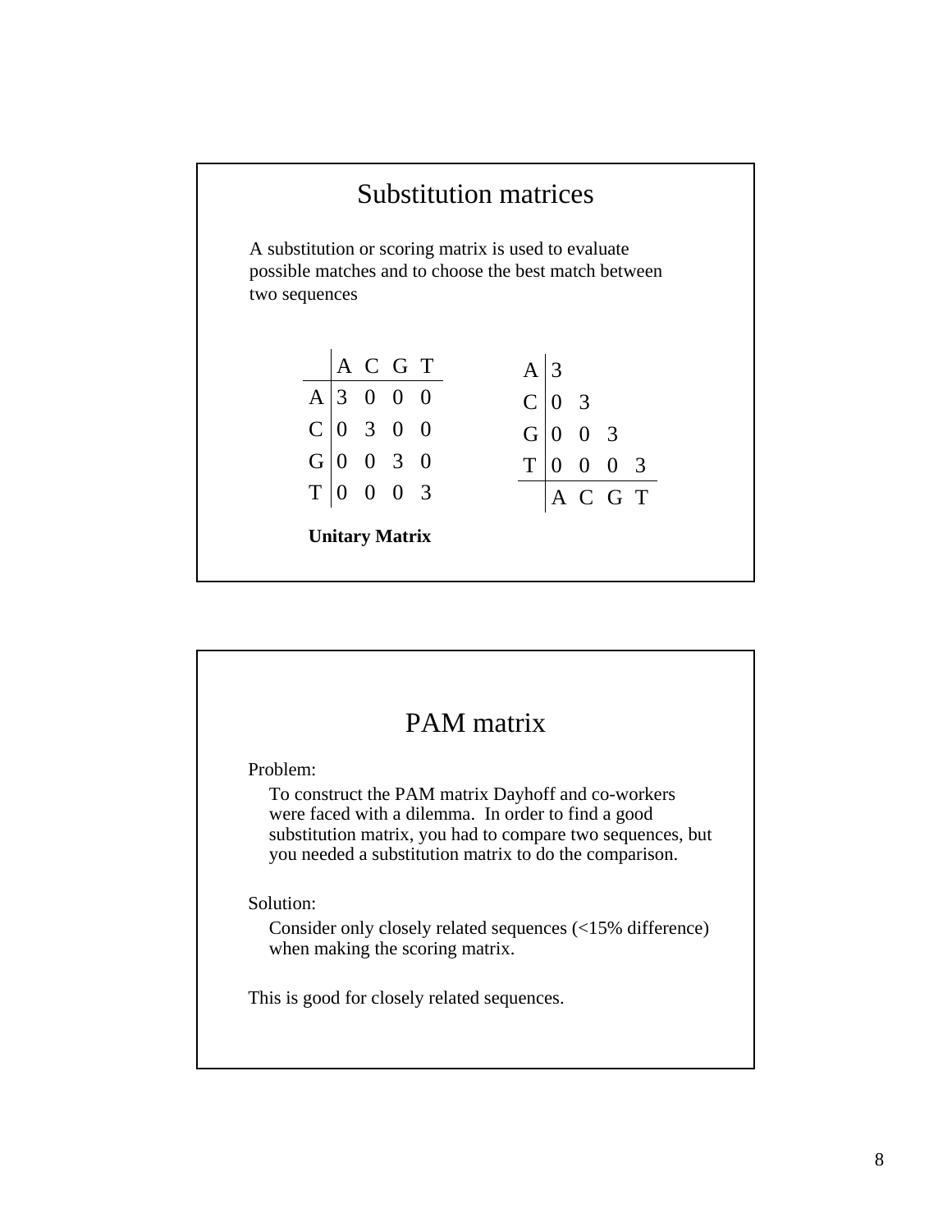## Substitution matrices

A substitution or scoring matrix is used to evaluate possible matches and to choose the best match between two sequences

| | A | C | G | T |
|---|---|---|---|---|
| A | 3 | 0 | 0 | 0 |
| C | 0 | 3 | 0 | 0 |
| G | 0 | 0 | 3 | 0 |
| T | 0 | 0 | 0 | 3 |

**Unitary Matrix**

| | | | | |
|---|---|---|---|---|
| A | 3 | | | |
| C | 0 | 3 | | |
| G | 0 | 0 | 3 | |
| T | 0 | 0 | 0 | 3 |
| | A | C | G | T |

## PAM matrix

Problem:

To construct the PAM matrix Dayhoff and co-workers were faced with a dilemma. In order to find a good substitution matrix, you had to compare two sequences, but you needed a substitution matrix to do the comparison.

Solution:

Consider only closely related sequences (<15% difference) when making the scoring matrix.

This is good for closely related sequences.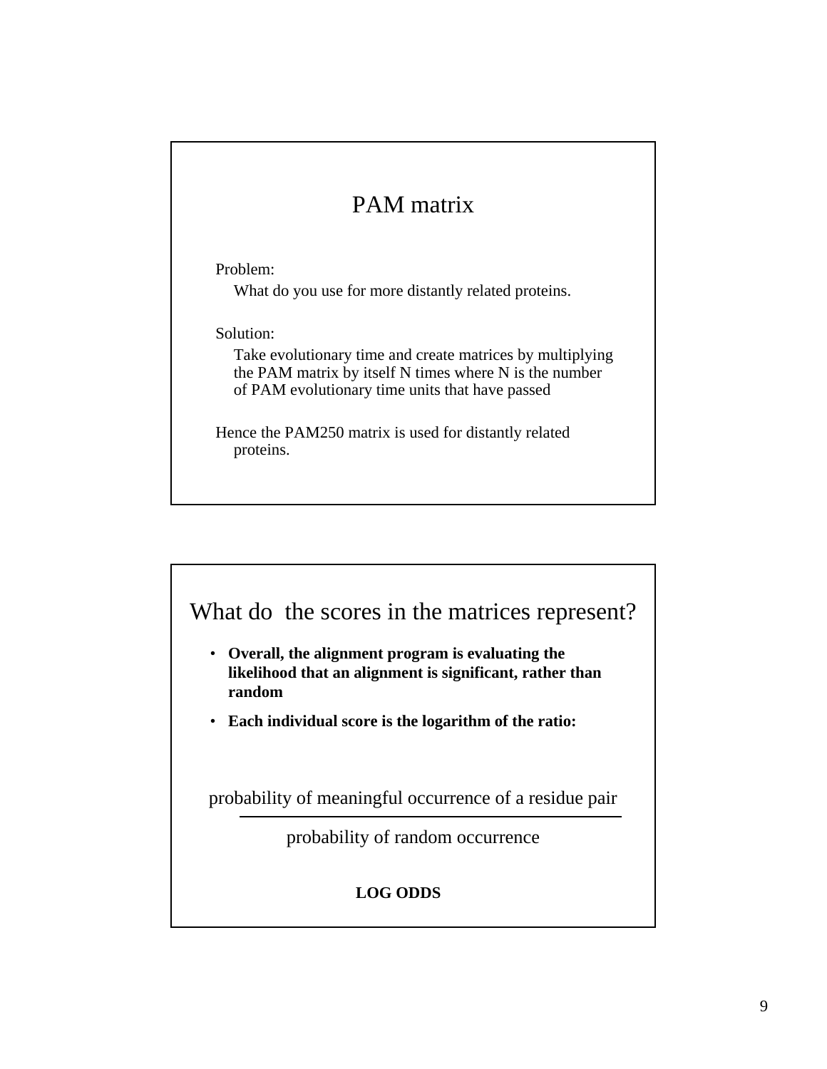## PAM matrix

Problem:

What do you use for more distantly related proteins.

Solution:

Take evolutionary time and create matrices by multiplying the PAM matrix by itself N times where N is the number of PAM evolutionary time units that have passed

Hence the PAM250 matrix is used for distantly related proteins.

## What do the scores in the matrices represent?

- **Overall, the alignment program is evaluating the likelihood that an alignment is significant, rather than random**
- **Each individual score is the logarithm of the ratio:**

$$\frac{\text{probability of meaningful occurrence of a residue pair}}{\text{probability of random occurrence}}$$

**LOG ODDS**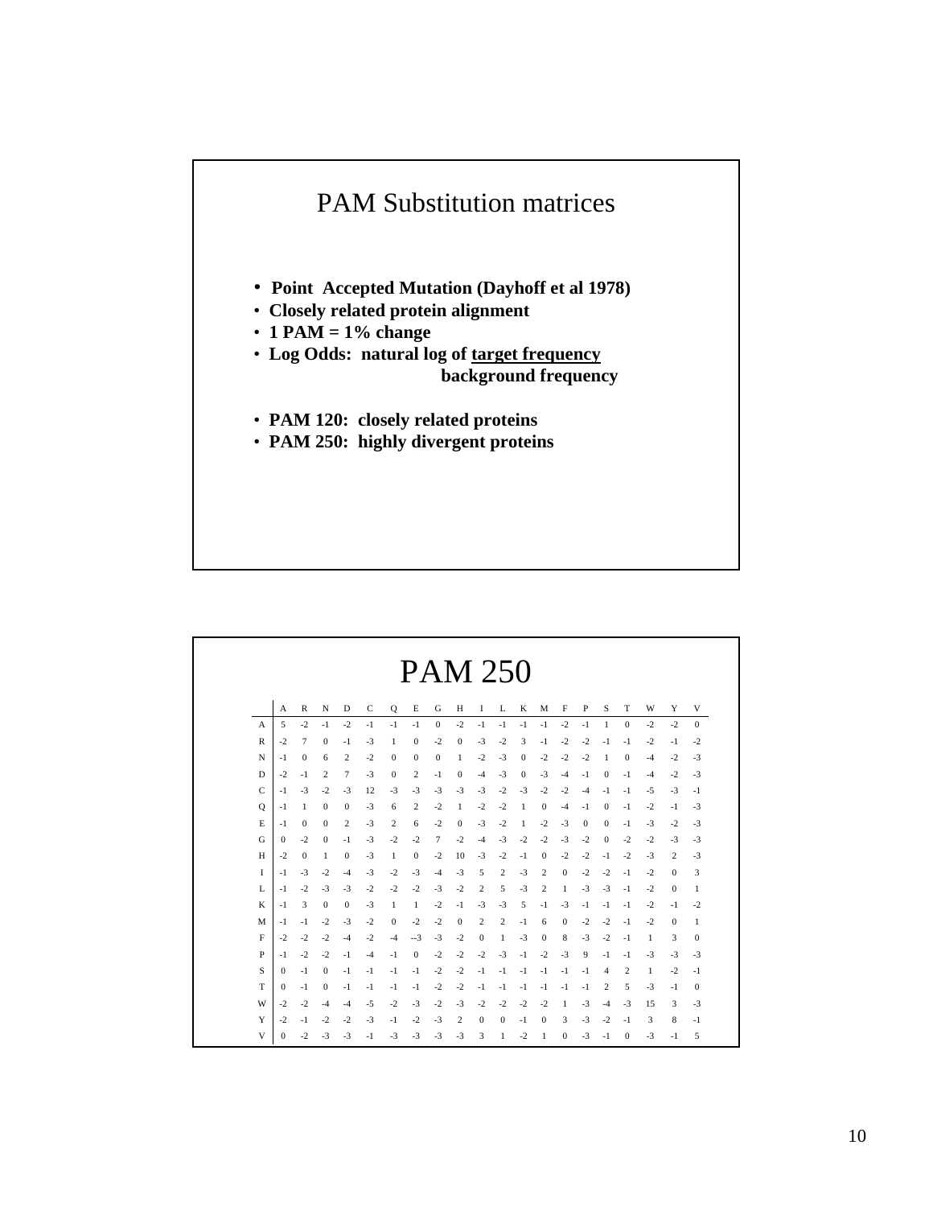# PAM Substitution matrices

- **Point Accepted Mutation (Dayhoff et al 1978)**
- **Closely related protein alignment**
- **1 PAM = 1% change**
- **Log Odds: natural log of target frequency / background frequency**

- **PAM 120: closely related proteins**
- **PAM 250: highly divergent proteins**

# PAM 250

| | A | R | N | D | C | Q | E | G | H | I | L | K | M | F | P | S | T | W | Y | V |
|---|---|---|---|---|---|---|---|---|---|---|---|---|---|---|---|---|---|---|---|---|
| A | 5 | -2 | -1 | -2 | -1 | -1 | -1 | 0 | -2 | -1 | -1 | -1 | -1 | -2 | -1 | 1 | 0 | -2 | -2 | 0 |
| R | -2 | 7 | 0 | -1 | -3 | 1 | 0 | -2 | 0 | -3 | -2 | 3 | -1 | -2 | -2 | -1 | -1 | -2 | -1 | -2 |
| N | -1 | 0 | 6 | 2 | -2 | 0 | 0 | 0 | 1 | -2 | -3 | 0 | -2 | -2 | -2 | 1 | 0 | -4 | -2 | -3 |
| D | -2 | -1 | 2 | 7 | -3 | 0 | 2 | -1 | 0 | -4 | -3 | 0 | -3 | -4 | -1 | 0 | -1 | -4 | -2 | -3 |
| C | -1 | -3 | -2 | -3 | 12 | -3 | -3 | -3 | -3 | -3 | -2 | -3 | -2 | -2 | -4 | -1 | -1 | -5 | -3 | -1 |
| Q | -1 | 1 | 0 | 0 | -3 | 6 | 2 | -2 | 1 | -2 | -2 | 1 | 0 | -4 | -1 | 0 | -1 | -2 | -1 | -3 |
| E | -1 | 0 | 0 | 2 | -3 | 2 | 6 | -2 | 0 | -3 | -2 | 1 | -2 | -3 | 0 | 0 | -1 | -3 | -2 | -3 |
| G | 0 | -2 | 0 | -1 | -3 | -2 | -2 | 7 | -2 | -4 | -3 | -2 | -2 | -3 | -2 | 0 | -2 | -2 | -3 | -3 |
| H | -2 | 0 | 1 | 0 | -3 | 1 | 0 | -2 | 10 | -3 | -2 | -1 | 0 | -2 | -2 | -1 | -2 | -3 | 2 | -3 |
| I | -1 | -3 | -2 | -4 | -3 | -2 | -3 | -4 | -3 | 5 | 2 | -3 | 2 | 0 | -2 | -2 | -1 | -2 | 0 | 3 |
| L | -1 | -2 | -3 | -3 | -2 | -2 | -2 | -3 | -2 | 2 | 5 | -3 | 2 | 1 | -3 | -3 | -1 | -2 | 0 | 1 |
| K | -1 | 3 | 0 | 0 | -3 | 1 | 1 | -2 | -1 | -3 | -3 | 5 | -1 | -3 | -1 | -1 | -1 | -2 | -1 | -2 |
| M | -1 | -1 | -2 | -3 | -2 | 0 | -2 | -2 | 0 | 2 | 2 | -1 | 6 | 0 | -2 | -2 | -1 | -2 | 0 | 1 |
| F | -2 | -2 | -2 | -4 | -2 | -4 | --3 | -3 | -2 | 0 | 1 | -3 | 0 | 8 | -3 | -2 | -1 | 1 | 3 | 0 |
| P | -1 | -2 | -2 | -1 | -4 | -1 | 0 | -2 | -2 | -2 | -3 | -1 | -2 | -3 | 9 | -1 | -1 | -3 | -3 | -3 |
| S | 0 | -1 | 0 | -1 | -1 | -1 | -1 | -2 | -2 | -1 | -1 | -1 | -1 | -1 | -1 | 4 | 2 | 1 | -2 | -1 |
| T | 0 | -1 | 0 | -1 | -1 | -1 | -1 | -2 | -2 | -1 | -1 | -1 | -1 | -1 | -1 | 2 | 5 | -3 | -1 | 0 |
| W | -2 | -2 | -4 | -4 | -5 | -2 | -3 | -2 | -3 | -2 | -2 | -2 | -2 | 1 | -3 | -4 | -3 | 15 | 3 | -3 |
| Y | -2 | -1 | -2 | -2 | -3 | -1 | -2 | -3 | 2 | 0 | 0 | -1 | 0 | 3 | -3 | -2 | -1 | 3 | 8 | -1 |
| V | 0 | -2 | -3 | -3 | -1 | -3 | -3 | -3 | -3 | 3 | 1 | -2 | 1 | 0 | -3 | -1 | 0 | -3 | -1 | 5 |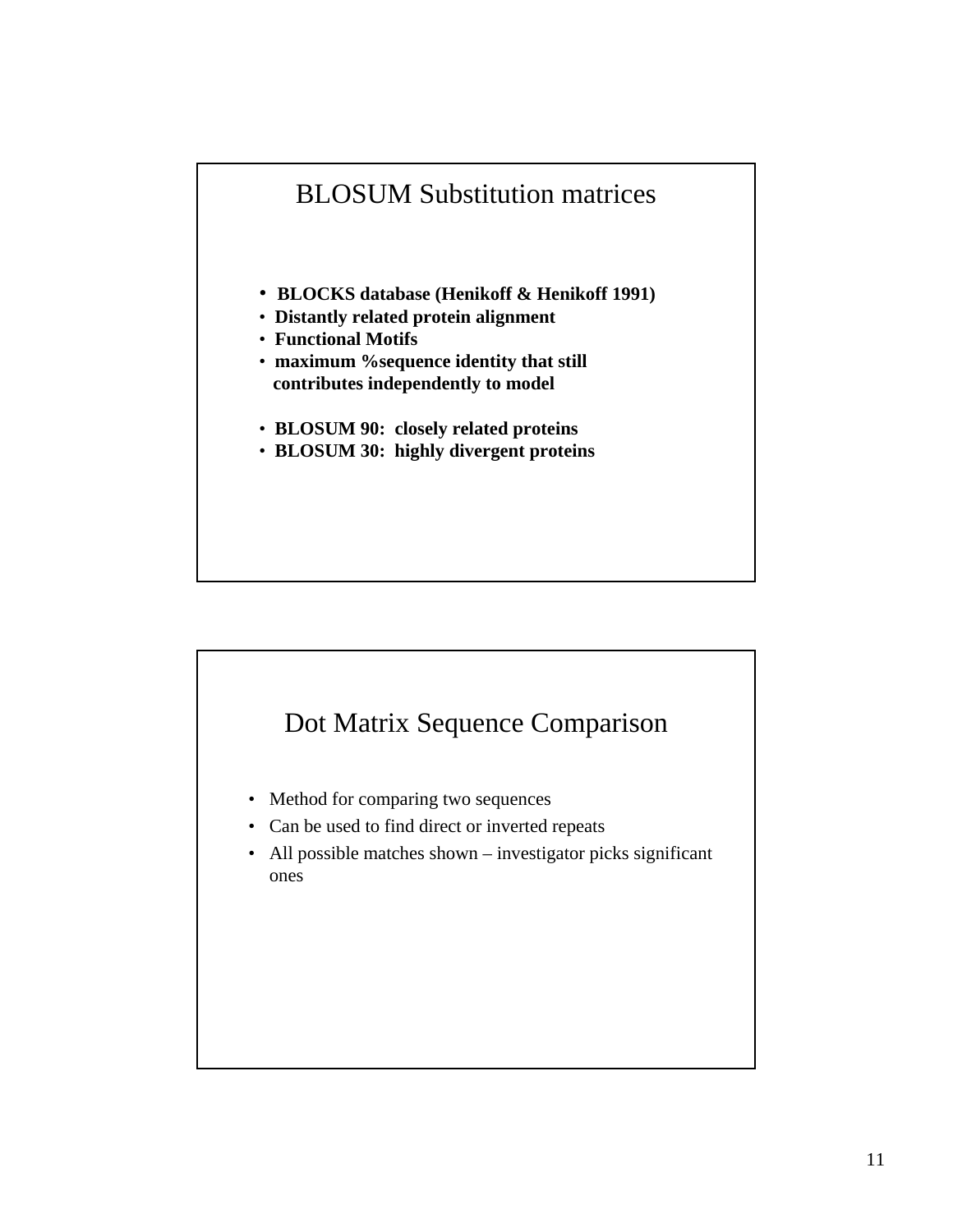## BLOSUM Substitution matrices

- **BLOCKS database (Henikoff & Henikoff 1991)**
- **Distantly related protein alignment**
- **Functional Motifs**
- **maximum %sequence identity that still contributes independently to model**

- **BLOSUM 90: closely related proteins**
- **BLOSUM 30: highly divergent proteins**

## Dot Matrix Sequence Comparison

- Method for comparing two sequences
- Can be used to find direct or inverted repeats
- All possible matches shown – investigator picks significant ones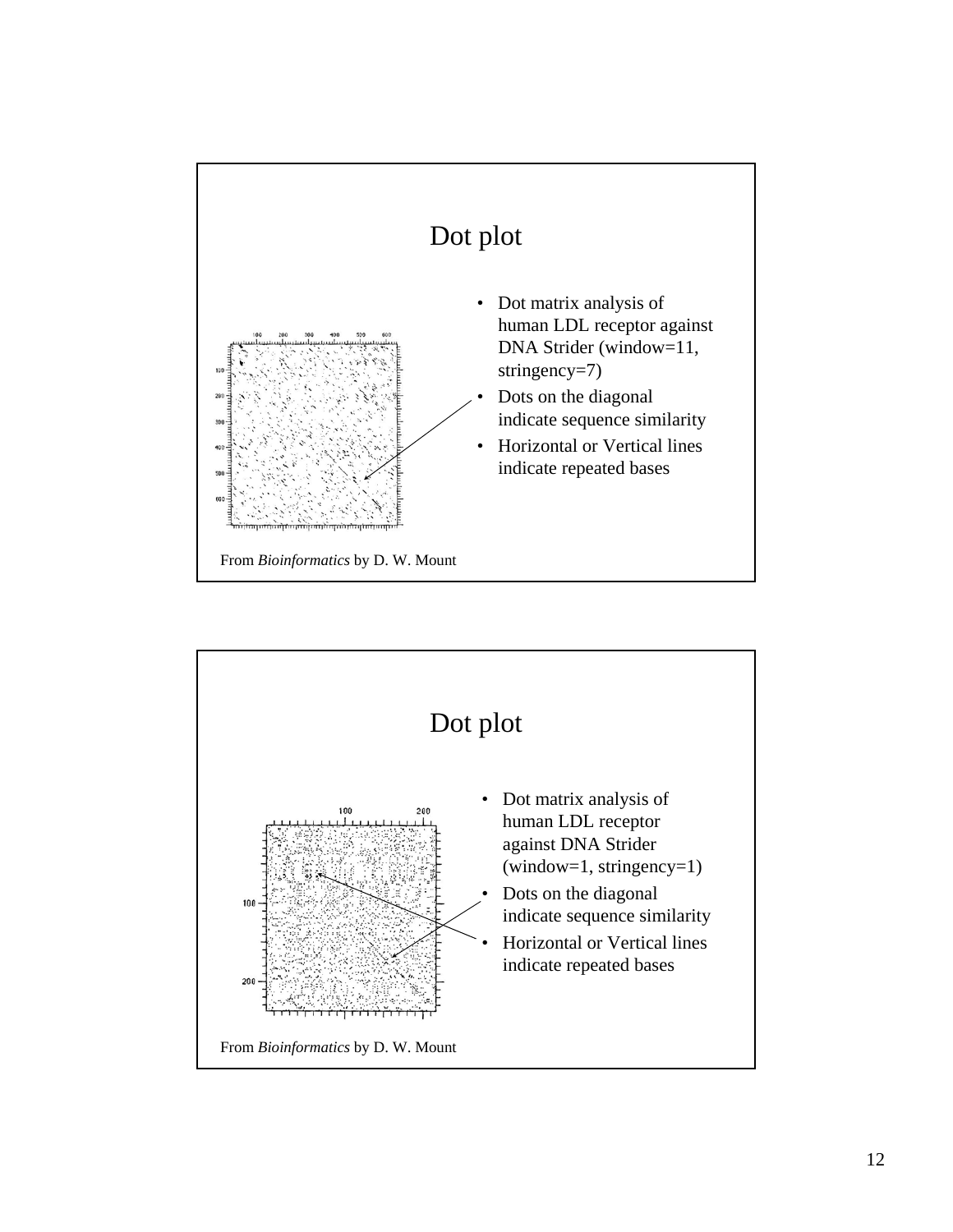## Dot plot

- Dot matrix analysis of human LDL receptor against DNA Strider (window=11, stringency=7)
- Dots on the diagonal indicate sequence similarity
- Horizontal or Vertical lines indicate repeated bases

From *Bioinformatics* by D. W. Mount

## Dot plot

- Dot matrix analysis of human LDL receptor against DNA Strider (window=1, stringency=1)
- Dots on the diagonal indicate sequence similarity
- Horizontal or Vertical lines indicate repeated bases

From *Bioinformatics* by D. W. Mount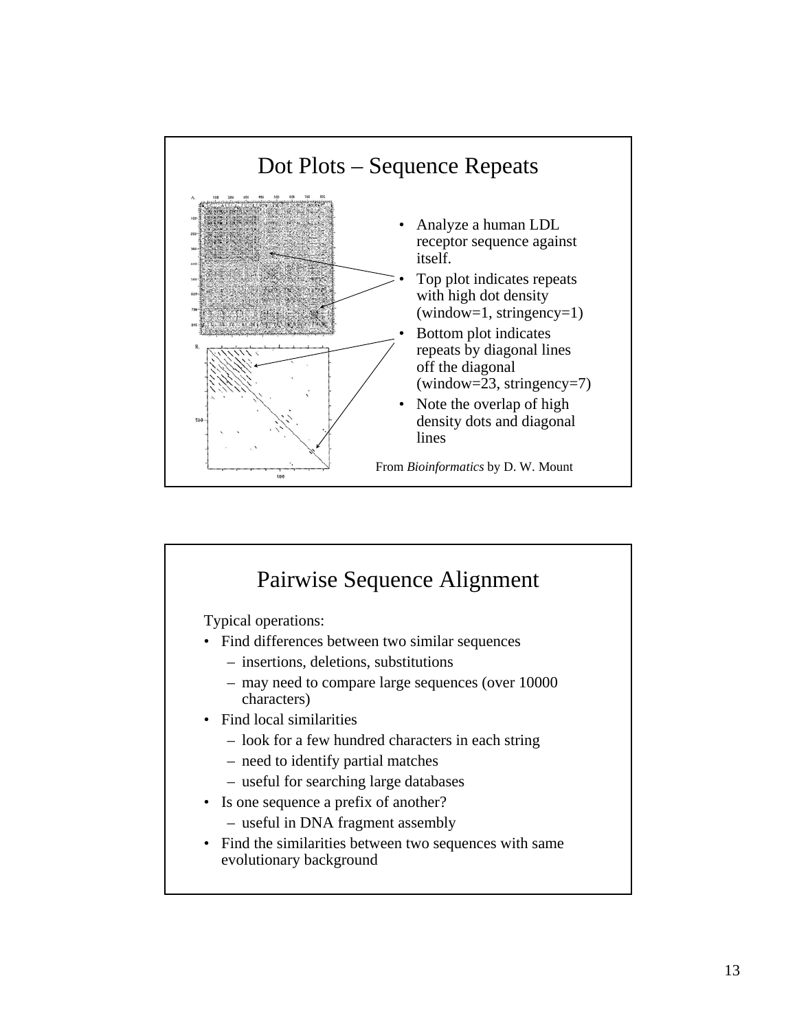## Dot Plots – Sequence Repeats

- Analyze a human LDL receptor sequence against itself.
- Top plot indicates repeats with high dot density (window=1, stringency=1)
- Bottom plot indicates repeats by diagonal lines off the diagonal (window=23, stringency=7)
- Note the overlap of high density dots and diagonal lines

From *Bioinformatics* by D. W. Mount

## Pairwise Sequence Alignment

Typical operations:

- Find differences between two similar sequences
  - insertions, deletions, substitutions
  - may need to compare large sequences (over 10000 characters)
- Find local similarities
  - look for a few hundred characters in each string
  - need to identify partial matches
  - useful for searching large databases
- Is one sequence a prefix of another?
  - useful in DNA fragment assembly
- Find the similarities between two sequences with same evolutionary background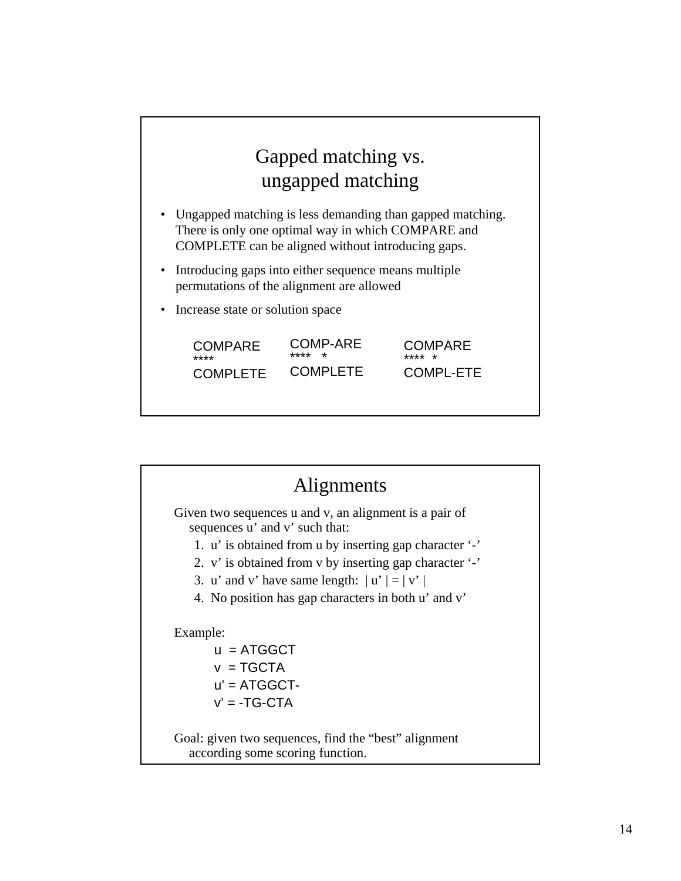## Gapped matching vs. ungapped matching

- Ungapped matching is less demanding than gapped matching. There is only one optimal way in which COMPARE and COMPLETE can be aligned without introducing gaps.
- Introducing gaps into either sequence means multiple permutations of the alignment are allowed
- Increase state or solution space

```
COMPARE       COMP-ARE      COMPARE
****          ****   *      ****  *
COMPLETE      COMPLETE      COMPL-ETE
```

## Alignments

Given two sequences u and v, an alignment is a pair of sequences u' and v' such that:

1. u' is obtained from u by inserting gap character '-'
2. v' is obtained from v by inserting gap character '-'
3. u' and v' have same length: | u' | = | v' |
4. No position has gap characters in both u' and v'

Example:

```
u  = ATGGCT
v  = TGCTA
u' = ATGGCT-
v' = -TG-CTA
```

Goal: given two sequences, find the "best" alignment according some scoring function.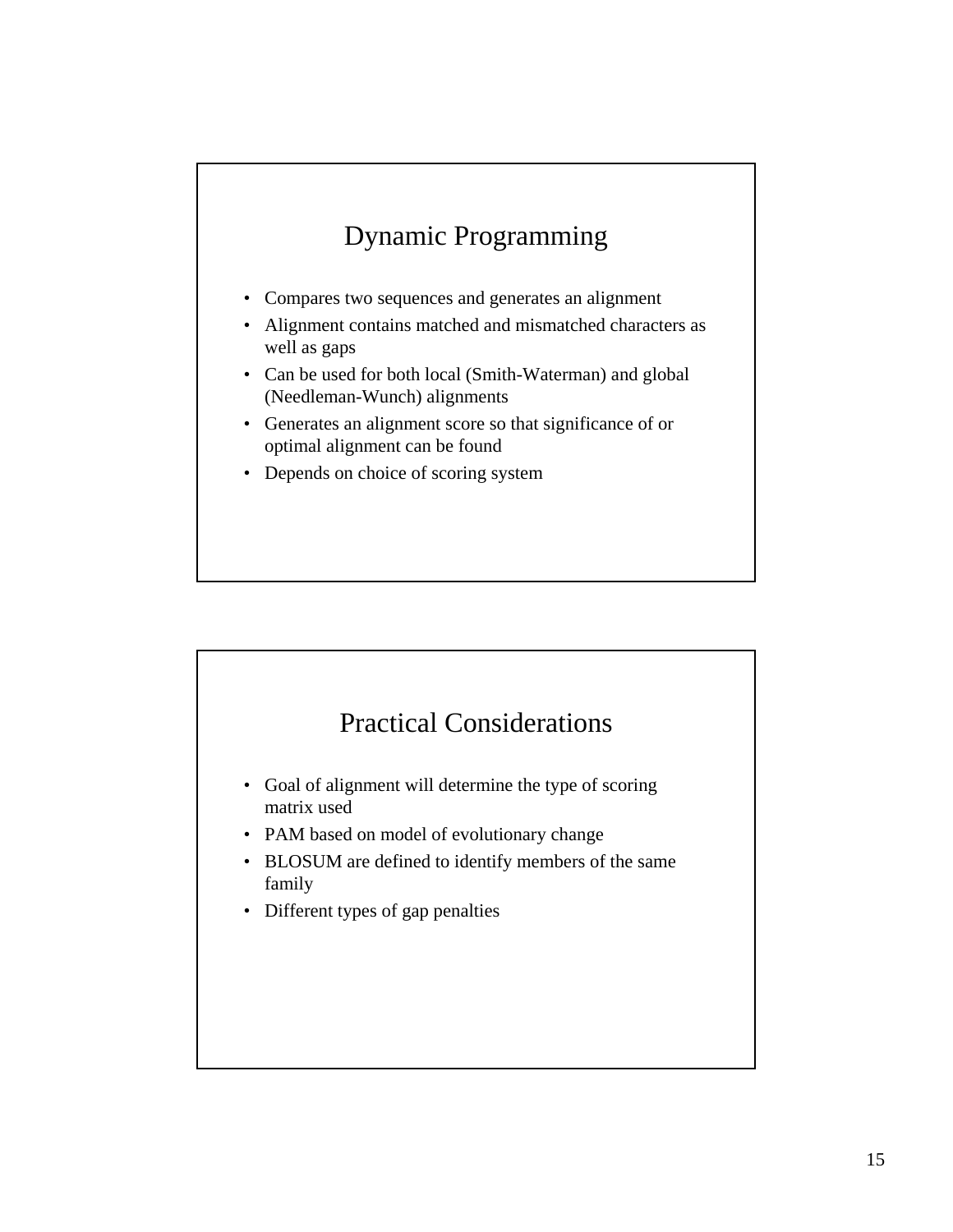## Dynamic Programming

- Compares two sequences and generates an alignment
- Alignment contains matched and mismatched characters as well as gaps
- Can be used for both local (Smith-Waterman) and global (Needleman-Wunch) alignments
- Generates an alignment score so that significance of or optimal alignment can be found
- Depends on choice of scoring system

## Practical Considerations

- Goal of alignment will determine the type of scoring matrix used
- PAM based on model of evolutionary change
- BLOSUM are defined to identify members of the same family
- Different types of gap penalties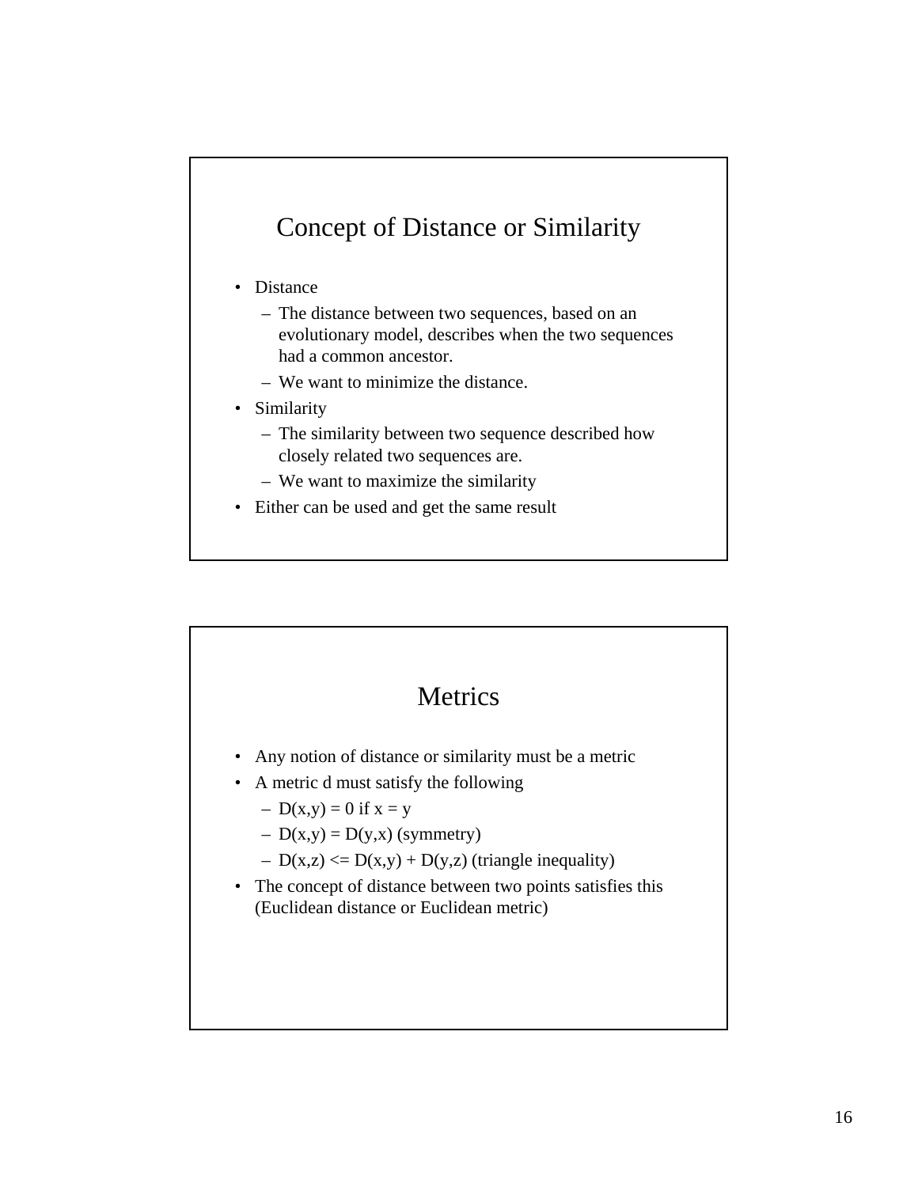## Concept of Distance or Similarity

- Distance
  - The distance between two sequences, based on an evolutionary model, describes when the two sequences had a common ancestor.
  - We want to minimize the distance.
- Similarity
  - The similarity between two sequence described how closely related two sequences are.
  - We want to maximize the similarity
- Either can be used and get the same result

## Metrics

- Any notion of distance or similarity must be a metric
- A metric d must satisfy the following
  - $D(x,y) = 0$ if $x = y$
  - $D(x,y) = D(y,x)$ (symmetry)
  - $D(x,z) <= D(x,y) + D(y,z)$ (triangle inequality)
- The concept of distance between two points satisfies this (Euclidean distance or Euclidean metric)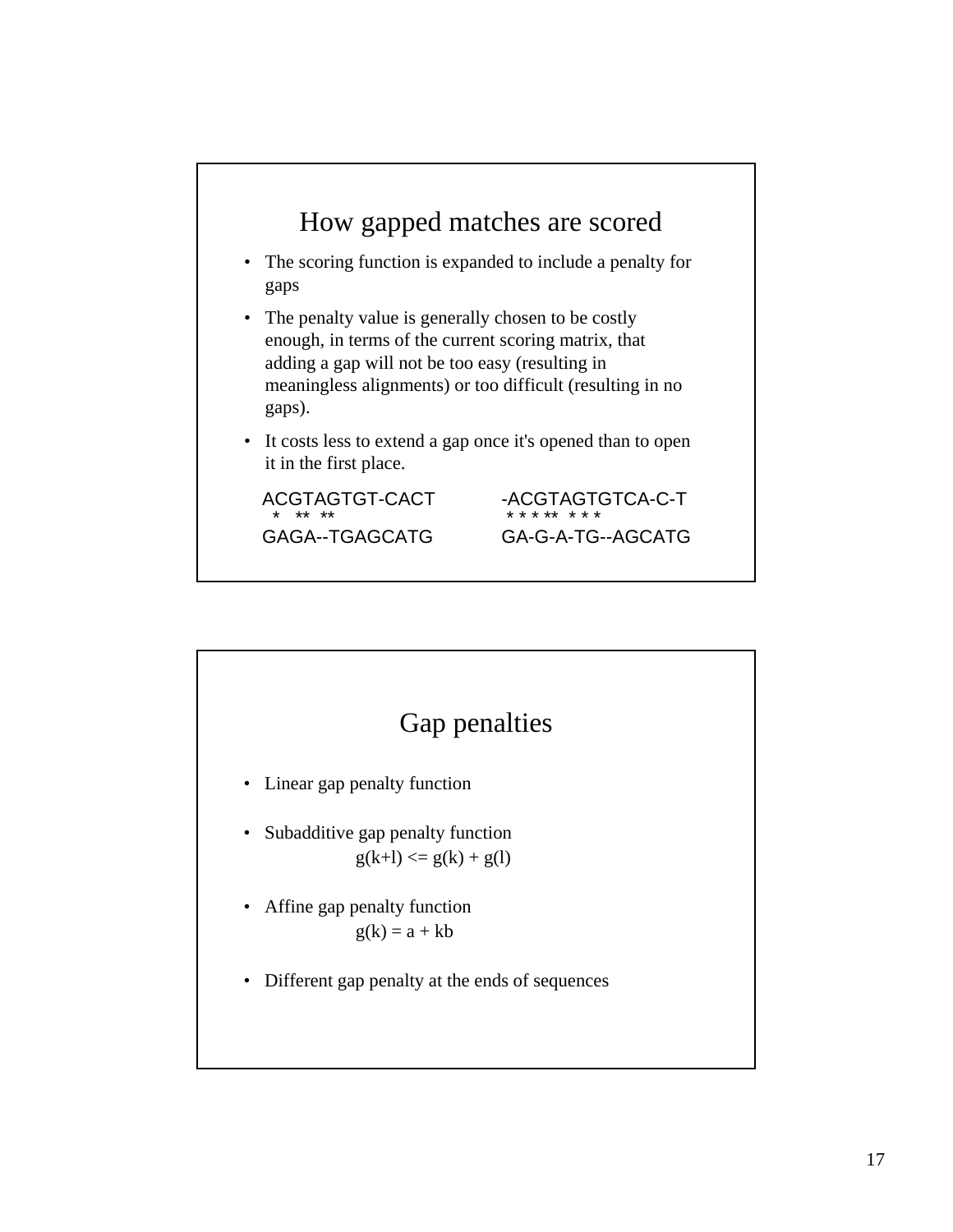## How gapped matches are scored

- The scoring function is expanded to include a penalty for gaps
- The penalty value is generally chosen to be costly enough, in terms of the current scoring matrix, that adding a gap will not be too easy (resulting in meaningless alignments) or too difficult (resulting in no gaps).
- It costs less to extend a gap once it's opened than to open it in the first place.

```
ACGTAGTGT-CACT        -ACGTAGTGTCA-C-T
 *   **  **            * * * **  * * *
GAGA--TGAGCATG        GA-G-A-TG--AGCATG
```

## Gap penalties

- Linear gap penalty function
- Subadditive gap penalty function

  $$g(k+l) <= g(k) + g(l)$$

- Affine gap penalty function

  $$g(k) = a + kb$$

- Different gap penalty at the ends of sequences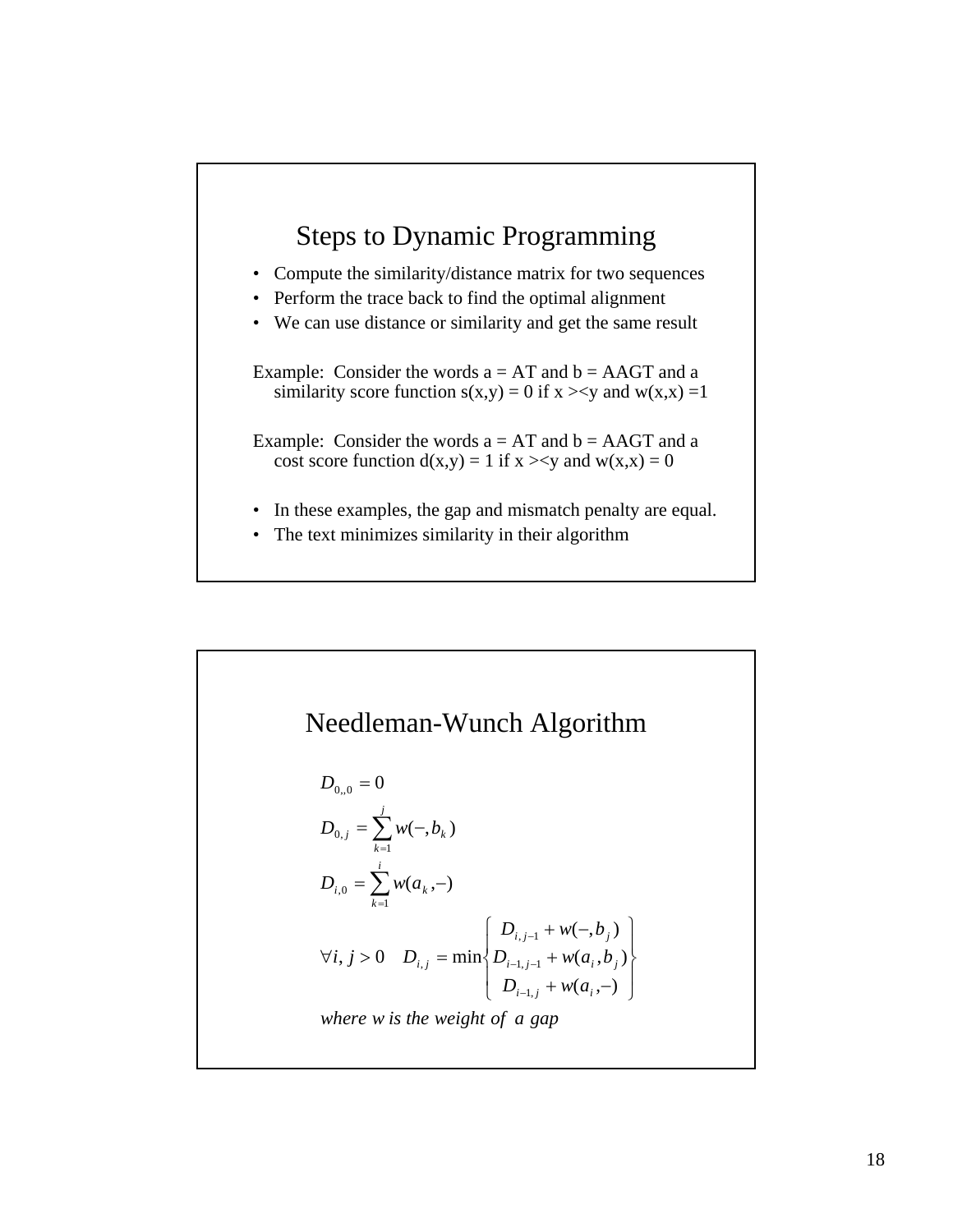## Steps to Dynamic Programming

- Compute the similarity/distance matrix for two sequences
- Perform the trace back to find the optimal alignment
- We can use distance or similarity and get the same result

Example: Consider the words a = AT and b = AAGT and a similarity score function s(x,y) = 0 if x ><y and w(x,x) =1

Example: Consider the words a = AT and b = AAGT and a cost score function d(x,y) = 1 if x ><y and w(x,x) = 0

- In these examples, the gap and mismatch penalty are equal.
- The text minimizes similarity in their algorithm

## Needleman-Wunch Algorithm

$$D_{0,,0} = 0$$

$$D_{0,j} = \sum_{k=1}^{j} w(-, b_k)$$

$$D_{i,0} = \sum_{k=1}^{i} w(a_k, -)$$

$$\forall i, j > 0 \quad D_{i,j} = \min \left\{ \begin{array}{l} D_{i,j-1} + w(-, b_j) \\ D_{i-1,j-1} + w(a_i, b_j) \\ D_{i-1,j} + w(a_i, -) \end{array} \right\}$$

*where w is the weight of a gap*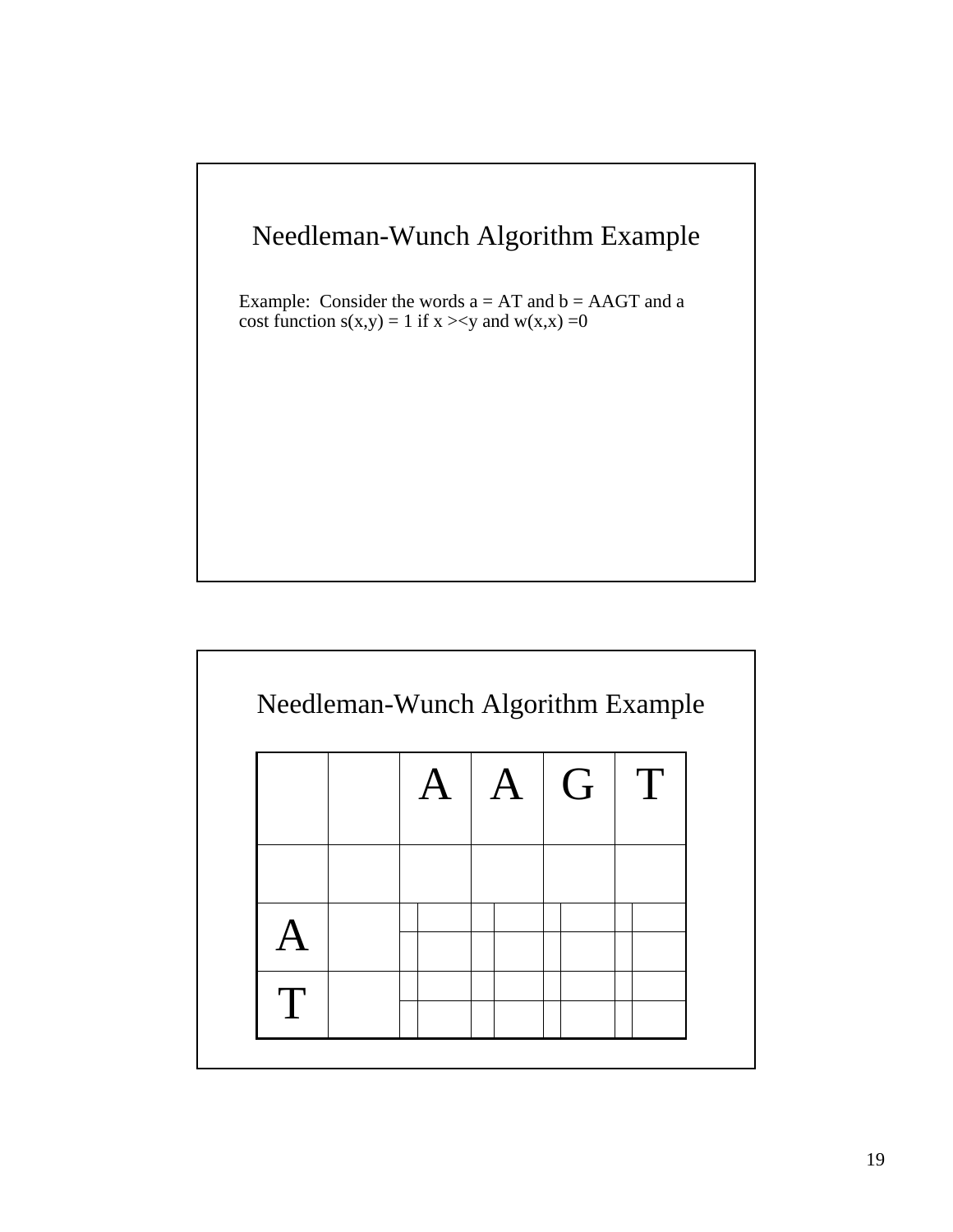## Needleman-Wunch Algorithm Example

Example: Consider the words a = AT and b = AAGT and a cost function s(x,y) = 1 if x ><y and w(x,x) =0

## Needleman-Wunch Algorithm Example

| | | A | A | G | T |
|---|---|---|---|---|---|
| | | | | | |
| A | | | | | |
| T | | | | | |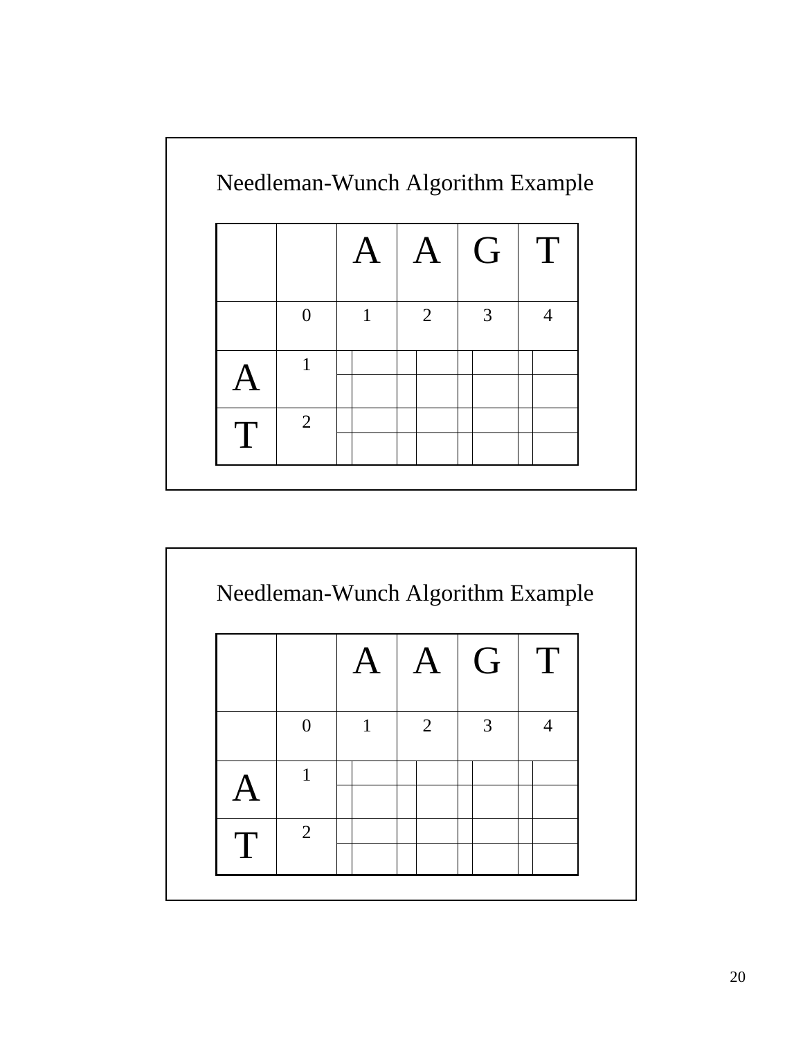## Needleman-Wunch Algorithm Example

| | | A | A | G | T |
|---|---|---|---|---|---|
| | 0 | 1 | 2 | 3 | 4 |
| A | 1 | | | | |
| T | 2 | | | | |

## Needleman-Wunch Algorithm Example

| | | A | A | G | T |
|---|---|---|---|---|---|
| | 0 | 1 | 2 | 3 | 4 |
| A | 1 | | | | |
| T | 2 | | | | |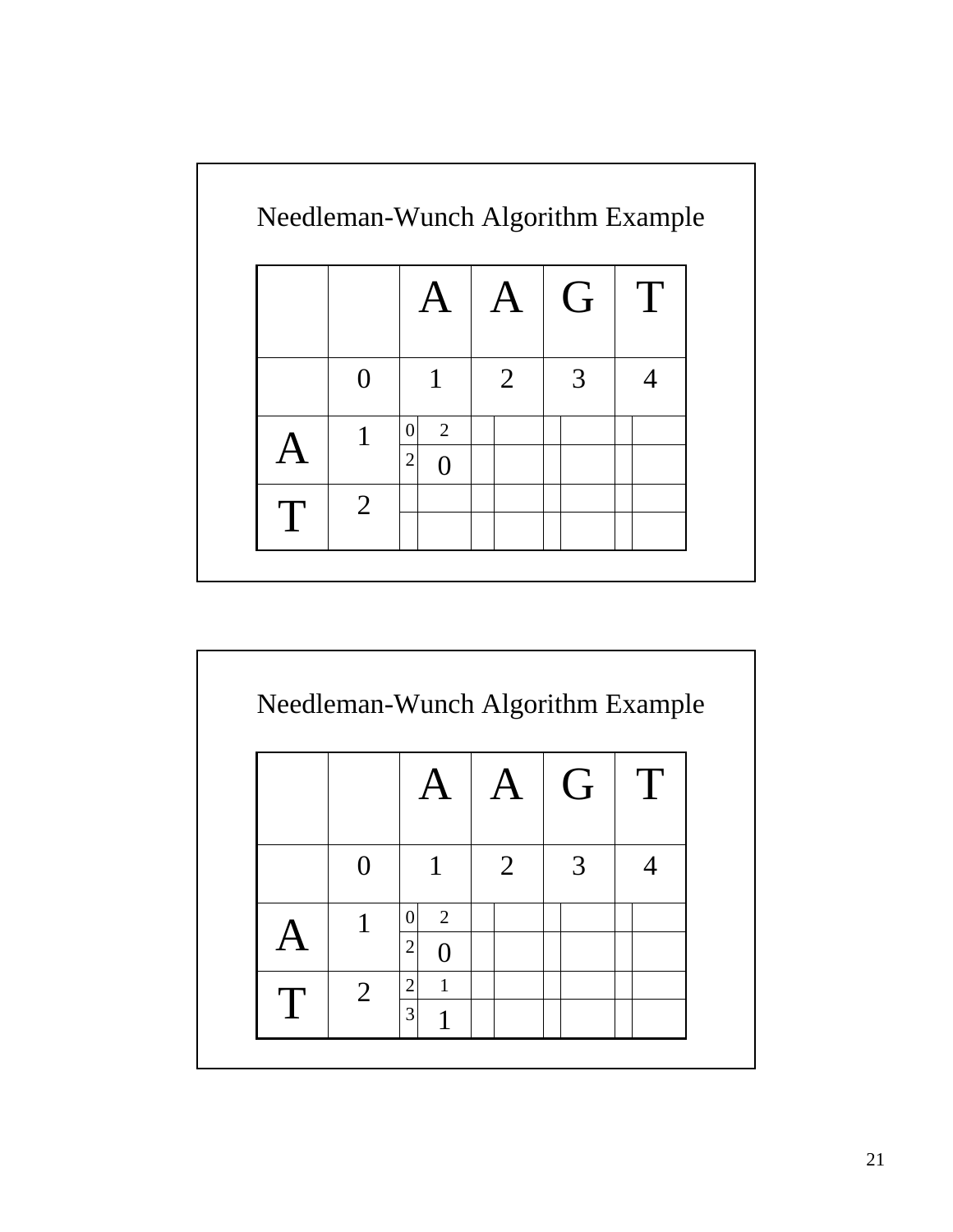## Needleman-Wunch Algorithm Example

| | | A | A | G | T |
|---|---|---|---|---|---|
| | 0 | 1 | 2 | 3 | 4 |
| A | 1 | 0 2 / 2 **0** | | | |
| T | 2 | | | | |

## Needleman-Wunch Algorithm Example

| | | A | A | G | T |
|---|---|---|---|---|---|
| | 0 | 1 | 2 | 3 | 4 |
| A | 1 | 0 2 / 2 **0** | | | |
| T | 2 | 2 1 / 3 **1** | | | |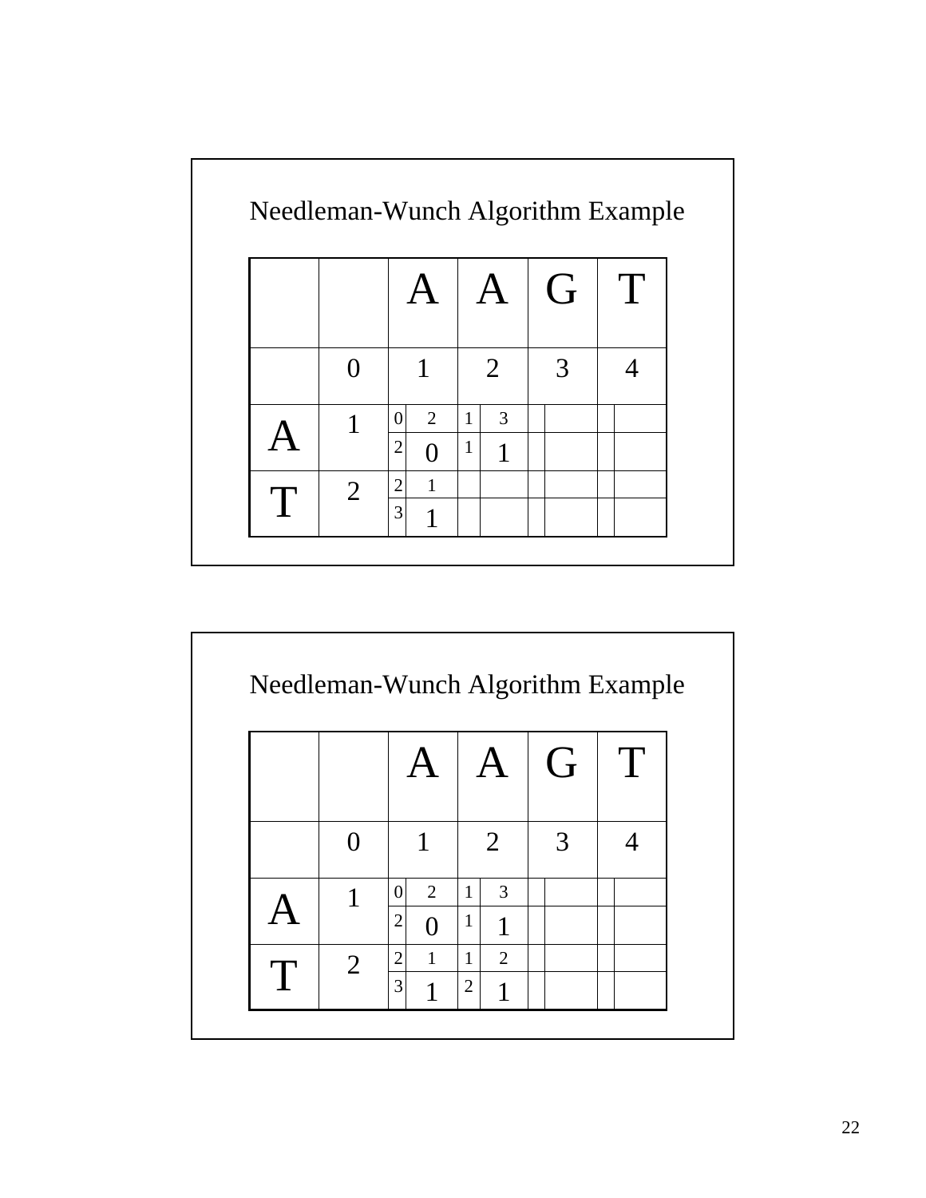## Needleman-Wunch Algorithm Example

| | | A | | A | | G | | T | |
|---|---|---|---|---|---|---|---|---|---|
| | 0 | 1 | | 2 | | 3 | | 4 | |
| A | 1 | 0 | 2 | 1 | 3 | | | | |
| | | 2 | 0 | 1 | 1 | | | | |
| T | 2 | 2 | 1 | | | | | | |
| | | 3 | 1 | | | | | | |

## Needleman-Wunch Algorithm Example

| | | A | | A | | G | | T | |
|---|---|---|---|---|---|---|---|---|---|
| | 0 | 1 | | 2 | | 3 | | 4 | |
| A | 1 | 0 | 2 | 1 | 3 | | | | |
| | | 2 | 0 | 1 | 1 | | | | |
| T | 2 | 2 | 1 | 1 | 2 | | | | |
| | | 3 | 1 | 2 | 1 | | | | |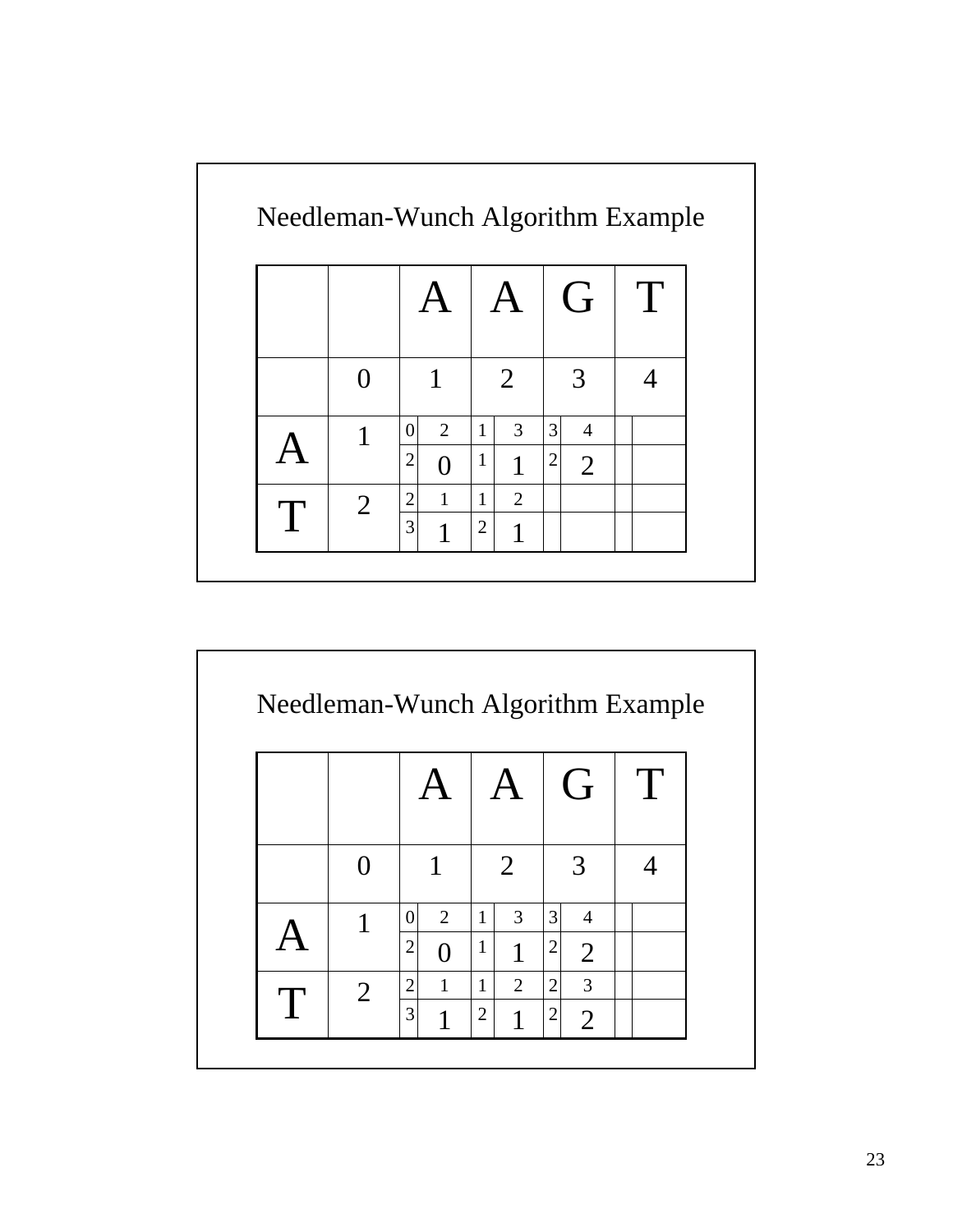## Needleman-Wunch Algorithm Example

| | | A | A | G | T |
|---|---|---|---|---|---|
| | 0 | 1 | 2 | 3 | 4 |
| A | 1 | 0 2<br>2 **0** | 1 3<br>1 **1** | 3 4<br>2 **2** | |
| T | 2 | 2 1<br>3 **1** | 1 2<br>2 **1** | | |

## Needleman-Wunch Algorithm Example

| | | A | A | G | T |
|---|---|---|---|---|---|
| | 0 | 1 | 2 | 3 | 4 |
| A | 1 | 0 2<br>2 **0** | 1 3<br>1 **1** | 3 4<br>2 **2** | |
| T | 2 | 2 1<br>3 **1** | 1 2<br>2 **1** | 2 3<br>2 **2** | |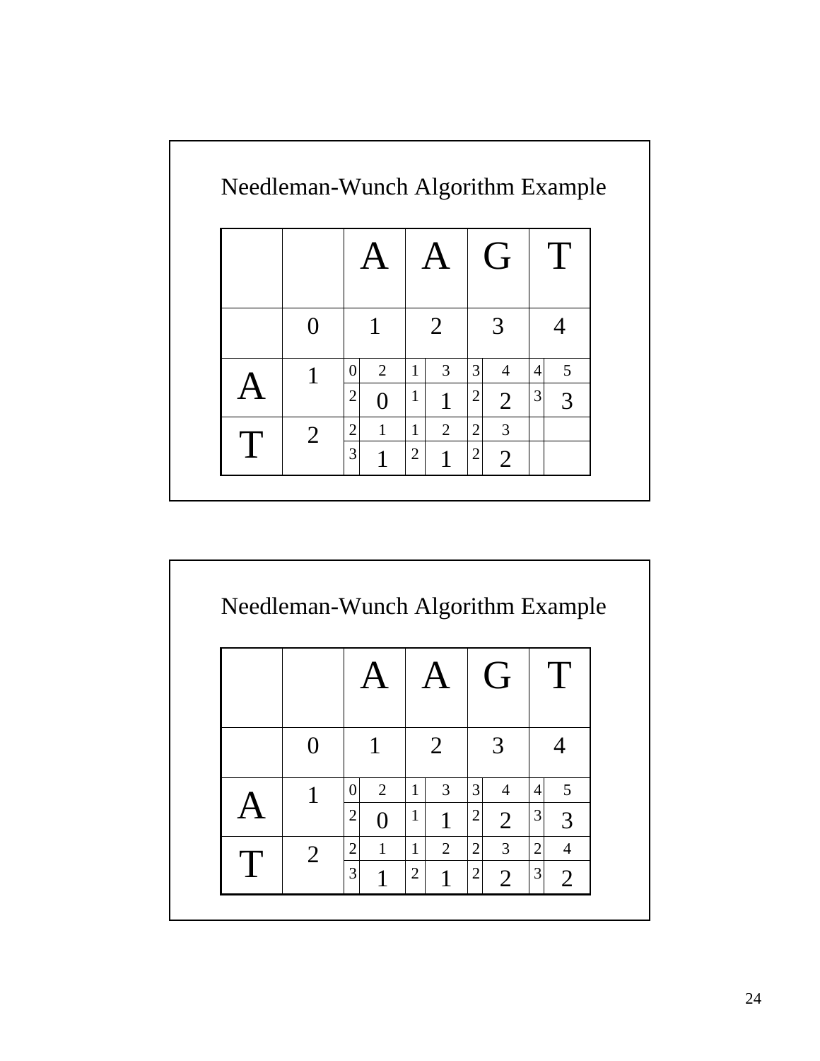## Needleman-Wunch Algorithm Example

| | | A | | A | | G | | T | |
|---|---|---|---|---|---|---|---|---|---|
| | 0 | 1 | | 2 | | 3 | | 4 | |
| A | 1 | 0 | 2 | 1 | 3 | 3 | 4 | 4 | 5 |
| | | 2 | 0 | 1 | 1 | 2 | 2 | 3 | 3 |
| T | 2 | 2 | 1 | 1 | 2 | 2 | 3 | | |
| | | 3 | 1 | 2 | 1 | 2 | 2 | | |

## Needleman-Wunch Algorithm Example

| | | A | | A | | G | | T | |
|---|---|---|---|---|---|---|---|---|---|
| | 0 | 1 | | 2 | | 3 | | 4 | |
| A | 1 | 0 | 2 | 1 | 3 | 3 | 4 | 4 | 5 |
| | | 2 | 0 | 1 | 1 | 2 | 2 | 3 | 3 |
| T | 2 | 2 | 1 | 1 | 2 | 2 | 3 | 2 | 4 |
| | | 3 | 1 | 2 | 1 | 2 | 2 | 3 | 2 |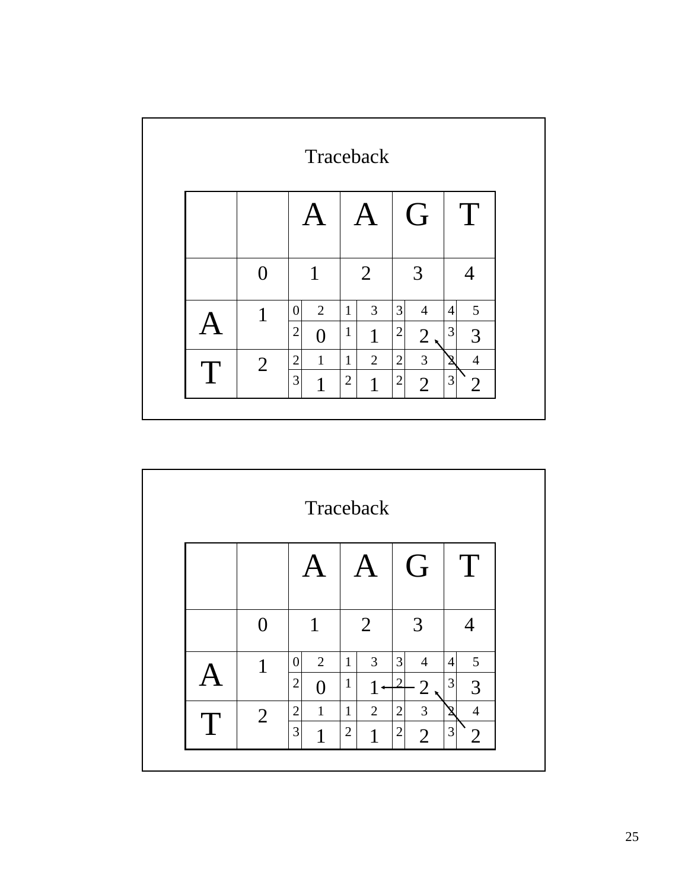## Traceback

| | | A | | A | | G | | T | |
|---|---|---|---|---|---|---|---|---|---|
| | 0 | 1 | | 2 | | 3 | | 4 | |
| A | 1 | 0 | 2 | 1 | 3 | 3 | 4 | 4 | 5 |
| | | 2 | 0 | 1 | 1 | 2 | 2 ↖ | 3 | 3 |
| T | 2 | 2 | 1 | 1 | 2 | 2 | 3 | 2 | 4 |
| | | 3 | 1 | 2 | 1 | 2 | 2 | 3 | 2 |

## Traceback

| | | A | | A | | G | | T | |
|---|---|---|---|---|---|---|---|---|---|
| | 0 | 1 | | 2 | | 3 | | 4 | |
| A | 1 | 0 | 2 | 1 | 3 | 3 | 4 | 4 | 5 |
| | | 2 | 0 | 1 | 1 ← | 2 | 2 ↖ | 3 | 3 |
| T | 2 | 2 | 1 | 1 | 2 | 2 | 3 | 2 | 4 |
| | | 3 | 1 | 2 | 1 | 2 | 2 | 3 | 2 |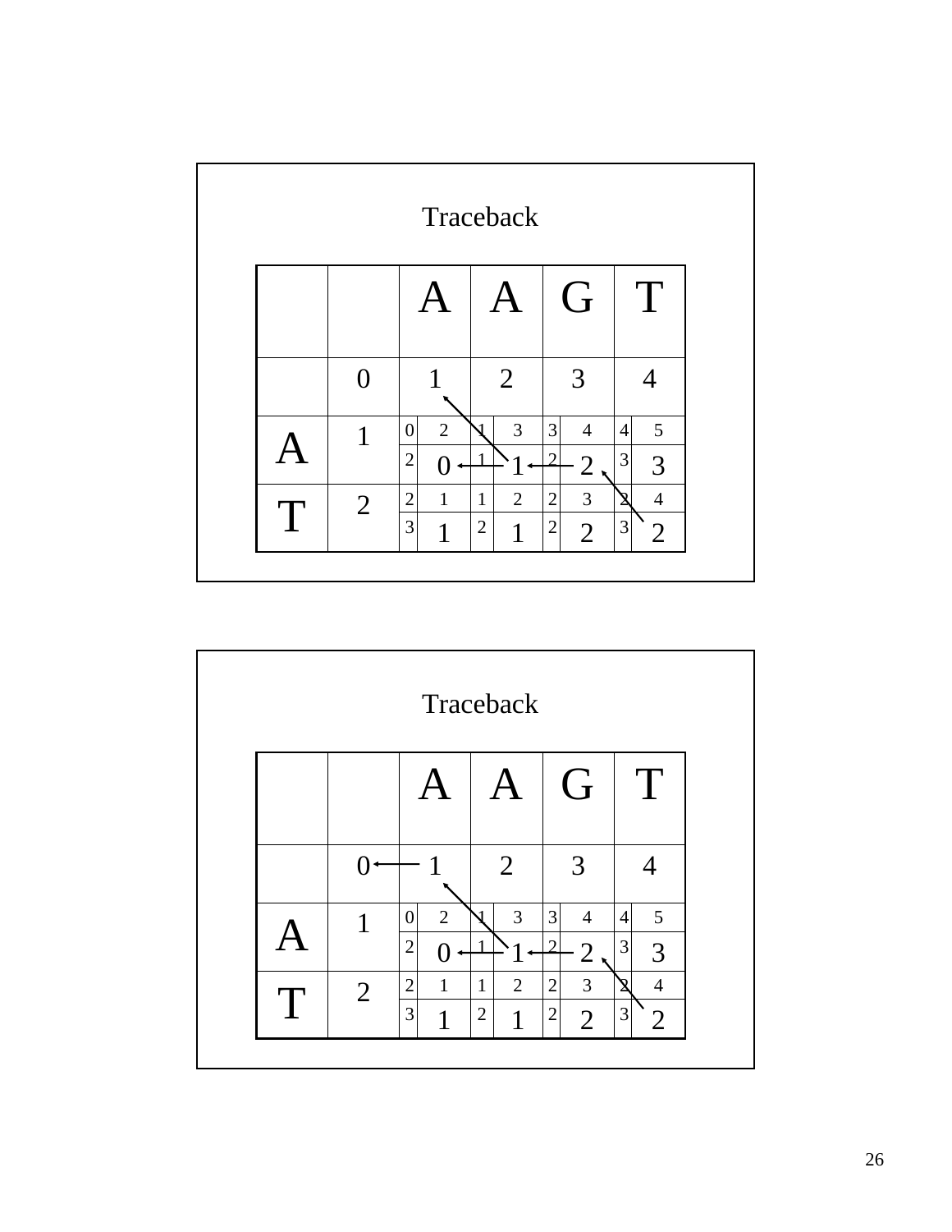## Traceback

| | | A | | A | | G | | T | |
|---|---|---|---|---|---|---|---|---|---|
| | 0 | 1 | | 2 | | 3 | | 4 | |
| A | 1 | 0 | 2 | 1 | 3 | 3 | 4 | 4 | 5 |
| | | 2 | 0 ← | 1 | 1 ← | 2 | 2 ↖ | 3 | 3 |
| T | 2 | 2 | 1 | 1 | 2 | 2 | 3 | 2 | 4 |
| | | 3 | 1 | 2 | 1 | 2 | 2 | 3 | 2 ↖ |

## Traceback

| | | A | | A | | G | | T | |
|---|---|---|---|---|---|---|---|---|---|
| | 0 ← | 1 | | 2 | | 3 | | 4 | |
| A | 1 | 0 | 2 | 1 | 3 | 3 | 4 | 4 | 5 |
| | | 2 | 0 ← | 1 | 1 ← | 2 | 2 ↖ | 3 | 3 |
| T | 2 | 2 | 1 | 1 | 2 | 2 | 3 | 2 | 4 |
| | | 3 | 1 | 2 | 1 | 2 | 2 | 3 | 2 ↖ |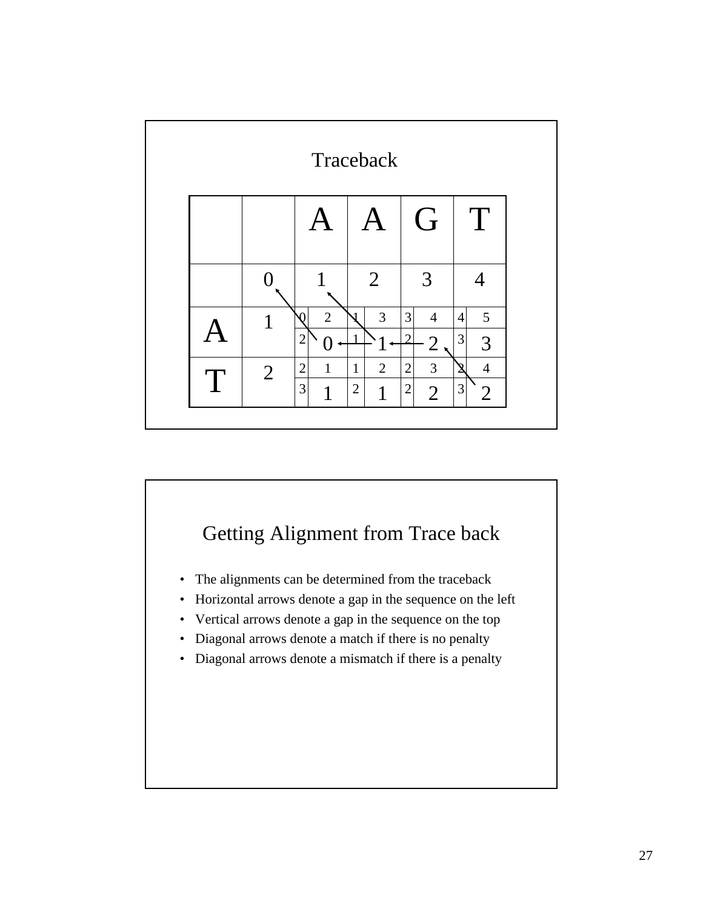## Traceback

|   |   | A | A | G | T |
|---|---|---|---|---|---|
|   | 0 | 1 | 2 | 3 | 4 |
| A | 1 | 0 2 / 2 0 | 1 3 / 1 1 | 3 4 / 2 2 | 4 5 / 3 3 |
| T | 2 | 2 1 / 3 1 | 1 2 / 2 1 | 2 3 / 2 2 | 2 4 / 3 2 |

## Getting Alignment from Trace back

- The alignments can be determined from the traceback
- Horizontal arrows denote a gap in the sequence on the left
- Vertical arrows denote a gap in the sequence on the top
- Diagonal arrows denote a match if there is no penalty
- Diagonal arrows denote a mismatch if there is a penalty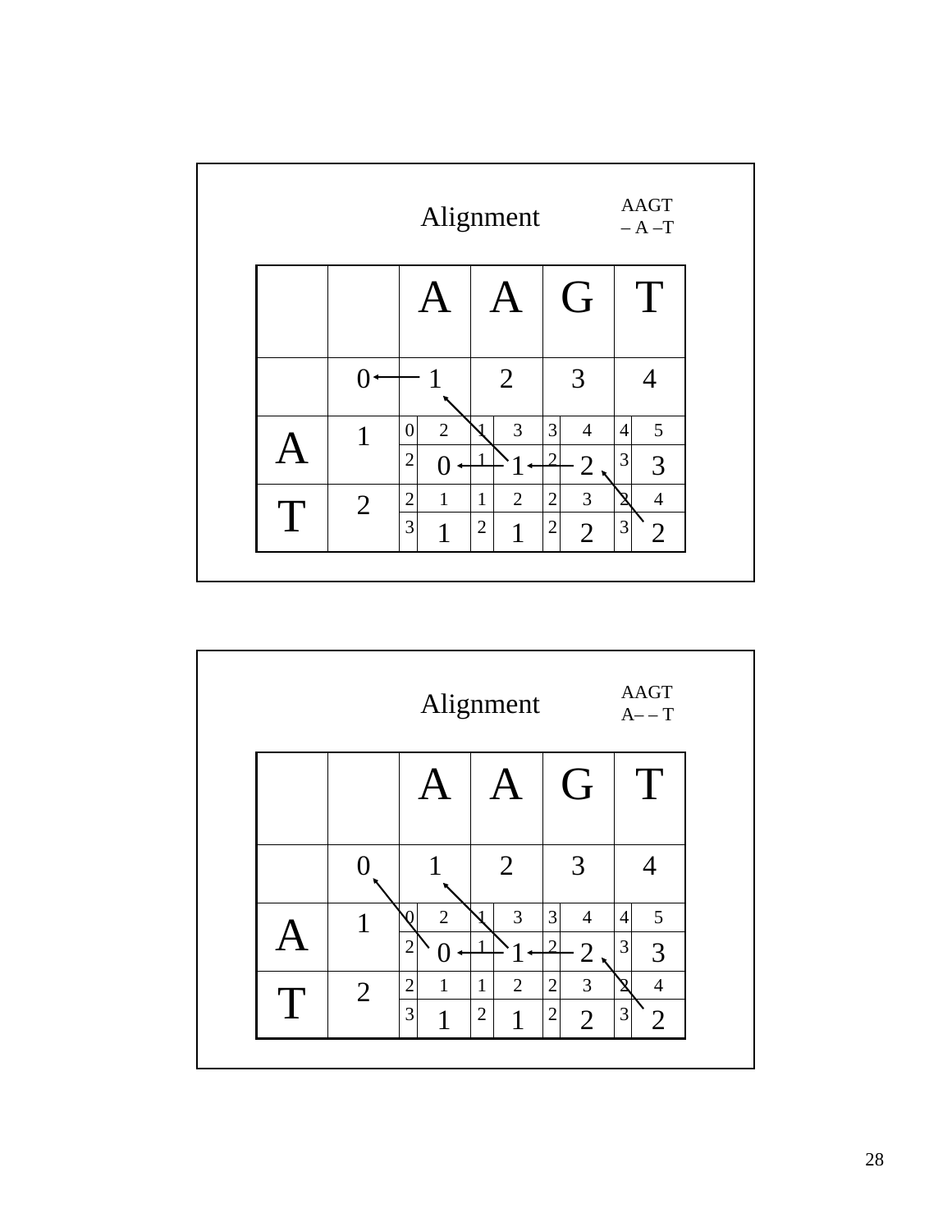## Alignment

AAGT
– A –T

| | | A | | A | | G | | T | |
|---|---|---|---|---|---|---|---|---|---|
| | 0 | | 1 | | 2 | | 3 | | 4 |
| A | 1 | 0 | 2 | 1 | 3 | 3 | 4 | 4 | 5 |
| | | 2 | 0 | 1 | 1 | 2 | 2 | 3 | 3 |
| T | 2 | 2 | 1 | 1 | 2 | 2 | 3 | 2 | 4 |
| | | 3 | 1 | 2 | 1 | 2 | 2 | 3 | 2 |

## Alignment

AAGT
A– – T

| | | A | | A | | G | | T | |
|---|---|---|---|---|---|---|---|---|---|
| | 0 | | 1 | | 2 | | 3 | | 4 |
| A | 1 | 0 | 2 | 1 | 3 | 3 | 4 | 4 | 5 |
| | | 2 | 0 | 1 | 1 | 2 | 2 | 3 | 3 |
| T | 2 | 2 | 1 | 1 | 2 | 2 | 3 | 2 | 4 |
| | | 3 | 1 | 2 | 1 | 2 | 2 | 3 | 2 |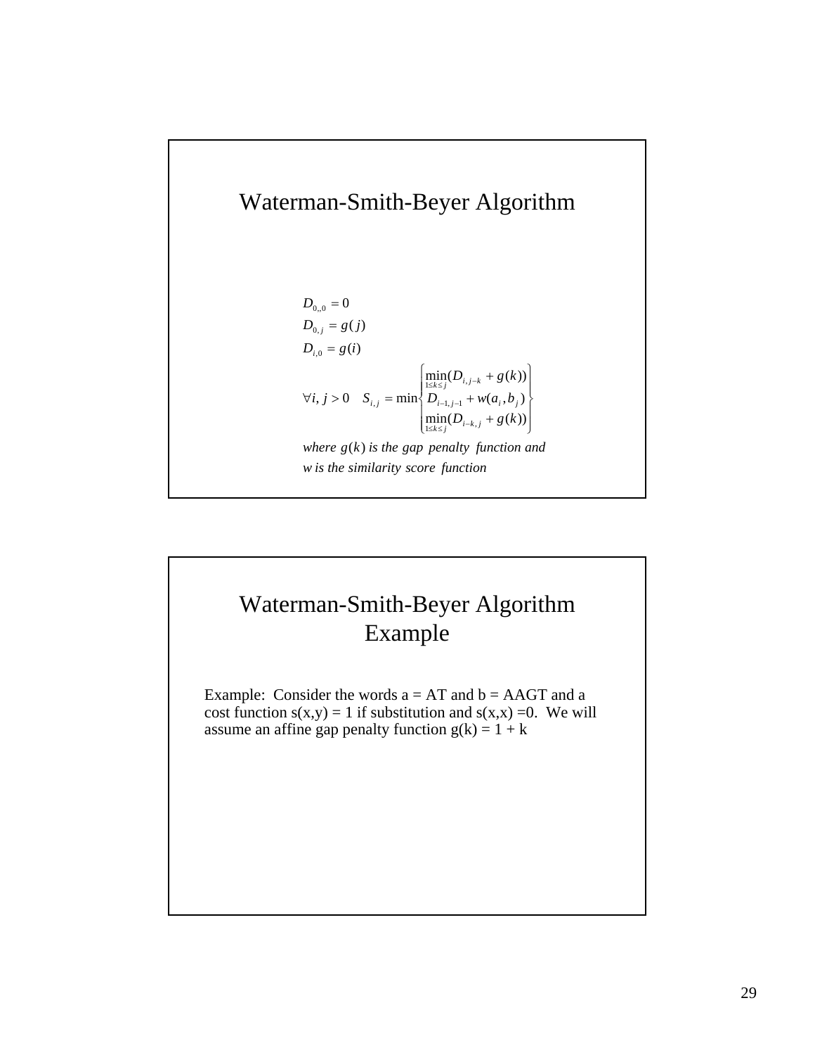## Waterman-Smith-Beyer Algorithm

$$D_{0,,0} = 0$$

$$D_{0,j} = g(j)$$

$$D_{i,0} = g(i)$$

$$\forall i, j > 0 \quad S_{i,j} = \min \begin{Bmatrix} \min\limits_{1 \le k \le j}(D_{i,j-k} + g(k)) \\ D_{i-1,j-1} + w(a_i, b_j) \\ \min\limits_{1 \le k \le j}(D_{i-k,j} + g(k)) \end{Bmatrix}$$

*where $g(k)$ is the gap penalty function and*
*$w$ is the similarity score function*

## Waterman-Smith-Beyer Algorithm Example

Example: Consider the words a = AT and b = AAGT and a cost function s(x,y) = 1 if substitution and s(x,x) =0. We will assume an affine gap penalty function g(k) = 1 + k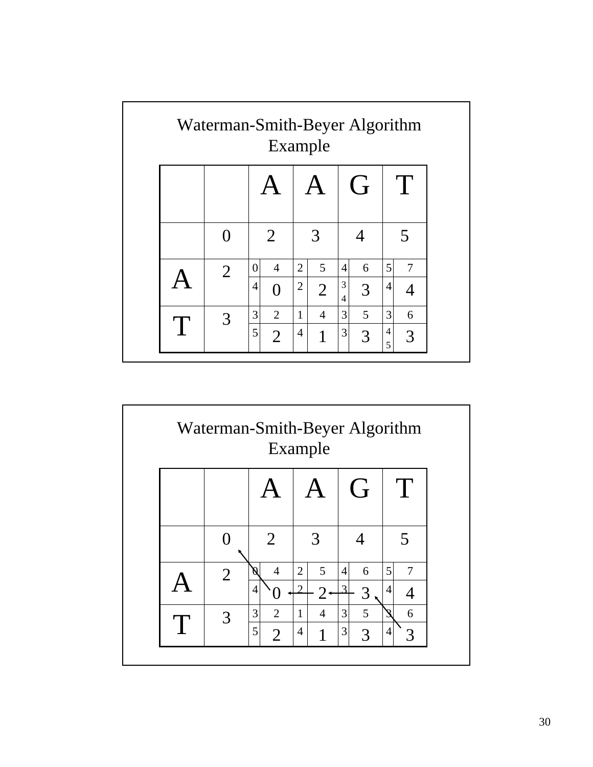## Waterman-Smith-Beyer Algorithm Example

| | | A | | A | | G | | T | |
|---|---|---|---|---|---|---|---|---|---|
| | 0 | 2 | | 3 | | 4 | | 5 | |
| A | 2 | 0 | 4 | 2 | 5 | 4 | 6 | 5 | 7 |
| | | 4 | 0 | 2 | 2 | 3 4 | 3 | 4 | 4 |
| T | 3 | 3 | 2 | 1 | 4 | 3 | 5 | 3 | 6 |
| | | 5 | 2 | 4 | 1 | 3 | 3 | 4 5 | 3 |

## Waterman-Smith-Beyer Algorithm Example

| | | A | | A | | G | | T | |
|---|---|---|---|---|---|---|---|---|---|
| | 0 | 2 | | 3 | | 4 | | 5 | |
| A | 2 | 0 | 4 | 2 | 5 | 4 | 6 | 5 | 7 |
| | | 4 | 0 | 2 | 2 | 3 | 3 | 4 | 4 |
| T | 3 | 3 | 2 | 1 | 4 | 3 | 5 | 3 | 6 |
| | | 5 | 2 | 4 | 1 | 3 | 3 | 4 | 3 |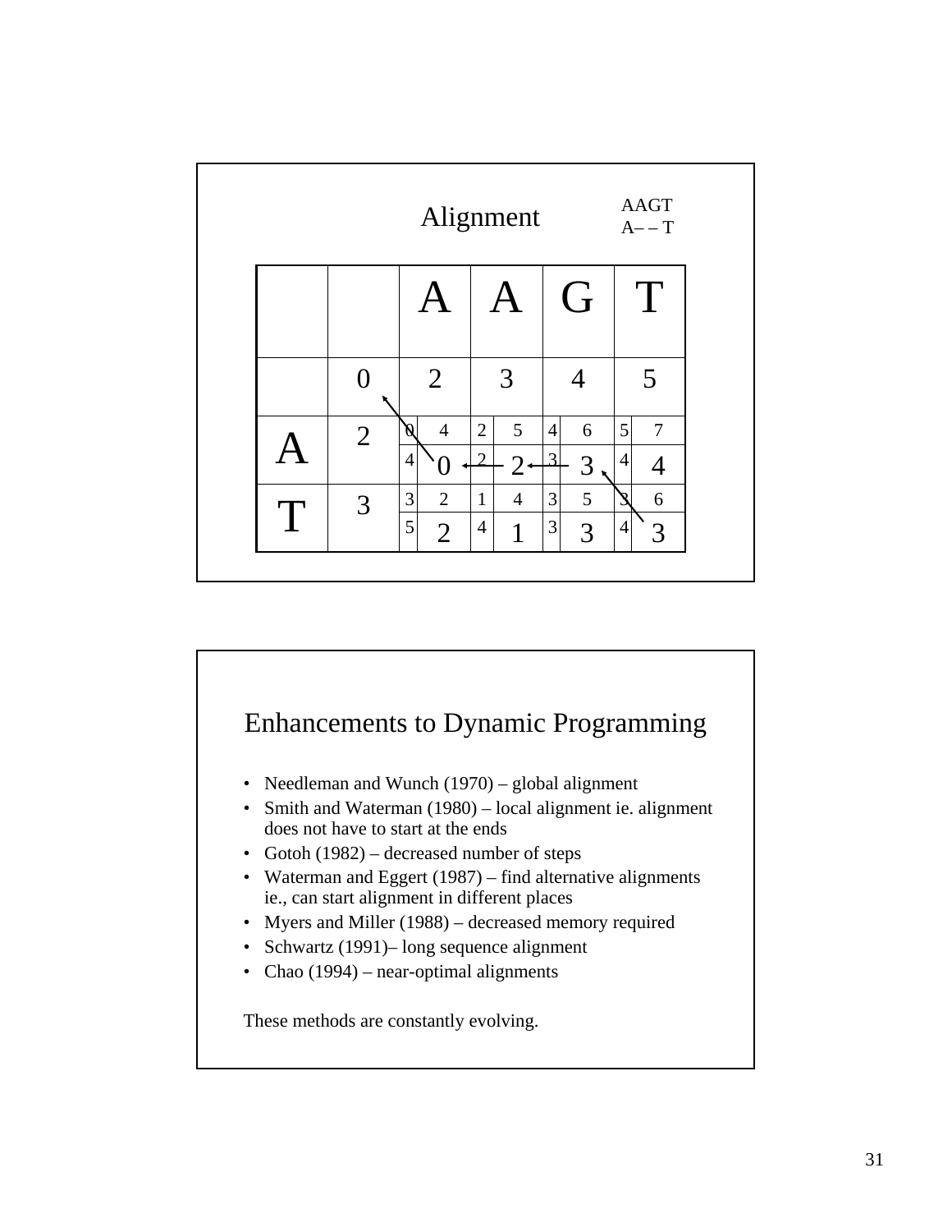## Alignment

AAGT
A– – T

| | | A | A | G | T |
|---|---|---|---|---|---|
| | 0 | 2 | 3 | 4 | 5 |
| A | 2 | 0 4 / 4 0 | 2 5 / 2 2 | 4 6 / 3 3 | 5 7 / 4 4 |
| T | 3 | 3 2 / 5 2 | 1 4 / 4 1 | 3 5 / 3 3 | 3 6 / 4 3 |

## Enhancements to Dynamic Programming

- Needleman and Wunch (1970) – global alignment
- Smith and Waterman (1980) – local alignment ie. alignment does not have to start at the ends
- Gotoh (1982) – decreased number of steps
- Waterman and Eggert (1987) – find alternative alignments ie., can start alignment in different places
- Myers and Miller (1988) – decreased memory required
- Schwartz (1991)– long sequence alignment
- Chao (1994) – near-optimal alignments

These methods are constantly evolving.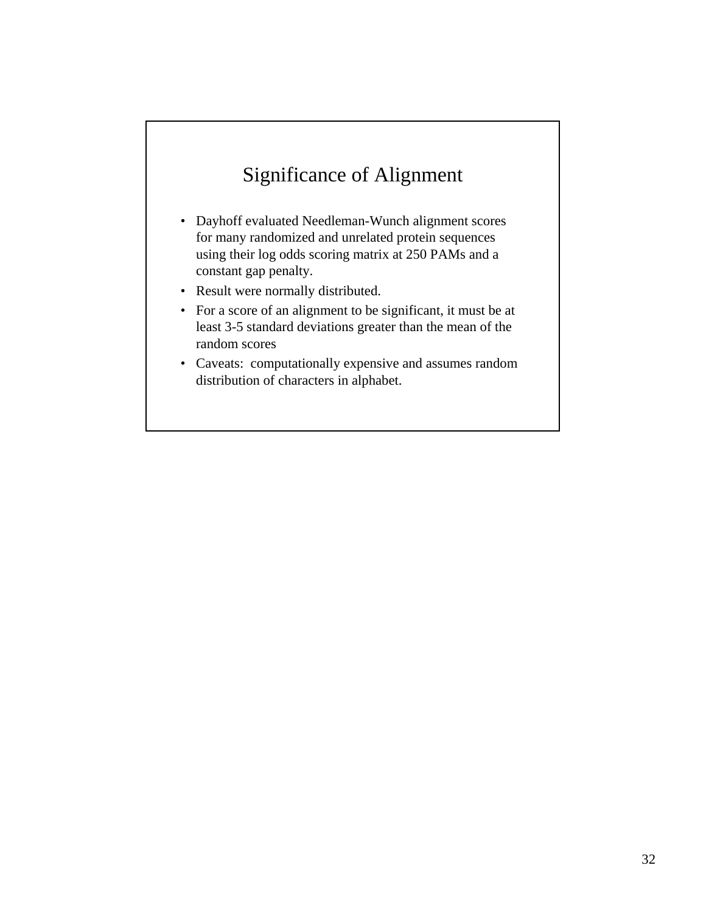# Significance of Alignment

- Dayhoff evaluated Needleman-Wunch alignment scores for many randomized and unrelated protein sequences using their log odds scoring matrix at 250 PAMs and a constant gap penalty.
- Result were normally distributed.
- For a score of an alignment to be significant, it must be at least 3-5 standard deviations greater than the mean of the random scores
- Caveats: computationally expensive and assumes random distribution of characters in alphabet.